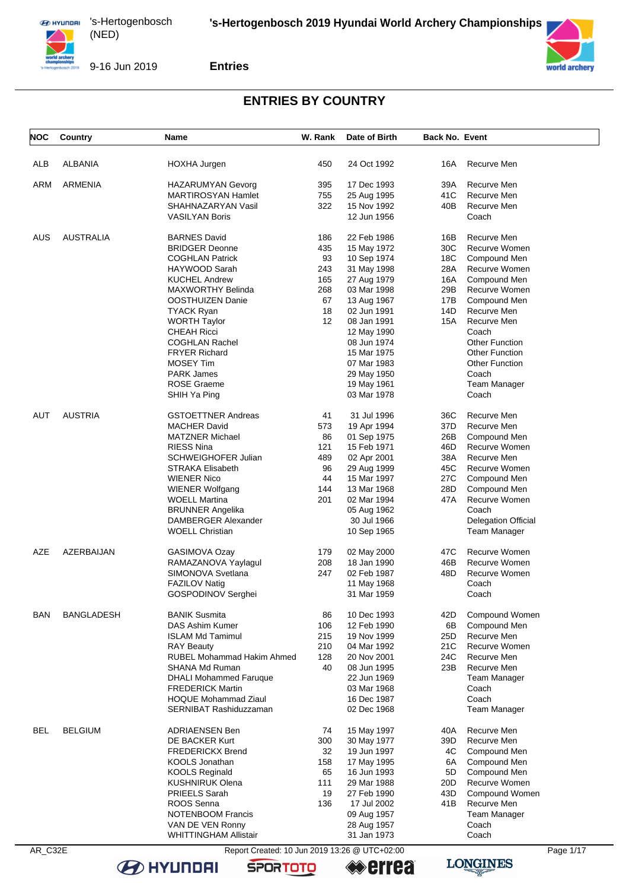## ENTRIES BY COUNTRY

| NOC | Country | Name | W. Rank | Date of Birth | Back No. | Event |
|---|---|---|---|---|---|---|
| ALB | ALBANIA | HOXHA Jurgen | 450 | 24 Oct 1992 | 16A | Recurve Men |
| ARM | ARMENIA | HAZARUMYAN Gevorg | 395 | 17 Dec 1993 | 39A | Recurve Men |
| | | MARTIROSYAN Hamlet | 755 | 25 Aug 1995 | 41C | Recurve Men |
| | | SHAHNAZARYAN Vasil | 322 | 15 Nov 1992 | 40B | Recurve Men |
| | | VASILYAN Boris | | 12 Jun 1956 | | Coach |
| AUS | AUSTRALIA | BARNES David | 186 | 22 Feb 1986 | 16B | Recurve Men |
| | | BRIDGER Deonne | 435 | 15 May 1972 | 30C | Recurve Women |
| | | COGHLAN Patrick | 93 | 10 Sep 1974 | 18C | Compound Men |
| | | HAYWOOD Sarah | 243 | 31 May 1998 | 28A | Recurve Women |
| | | KUCHEL Andrew | 165 | 27 Aug 1979 | 16A | Compound Men |
| | | MAXWORTHY Belinda | 268 | 03 Mar 1998 | 29B | Recurve Women |
| | | OOSTHUIZEN Danie | 67 | 13 Aug 1967 | 17B | Compound Men |
| | | TYACK Ryan | 18 | 02 Jun 1991 | 14D | Recurve Men |
| | | WORTH Taylor | 12 | 08 Jan 1991 | 15A | Recurve Men |
| | | CHEAH Ricci | | 12 May 1990 | | Coach |
| | | COGHLAN Rachel | | 08 Jun 1974 | | Other Function |
| | | FRYER Richard | | 15 Mar 1975 | | Other Function |
| | | MOSEY Tim | | 07 Mar 1983 | | Other Function |
| | | PARK James | | 29 May 1950 | | Coach |
| | | ROSE Graeme | | 19 May 1961 | | Team Manager |
| | | SHIH Ya Ping | | 03 Mar 1978 | | Coach |
| AUT | AUSTRIA | GSTOETTNER Andreas | 41 | 31 Jul 1996 | 36C | Recurve Men |
| | | MACHER David | 573 | 19 Apr 1994 | 37D | Recurve Men |
| | | MATZNER Michael | 86 | 01 Sep 1975 | 26B | Compound Men |
| | | RIESS Nina | 121 | 15 Feb 1971 | 46D | Recurve Women |
| | | SCHWEIGHOFER Julian | 489 | 02 Apr 2001 | 38A | Recurve Men |
| | | STRAKA Elisabeth | 96 | 29 Aug 1999 | 45C | Recurve Women |
| | | WIENER Nico | 44 | 15 Mar 1997 | 27C | Compound Men |
| | | WIENER Wolfgang | 144 | 13 Mar 1968 | 28D | Compound Men |
| | | WOELL Martina | 201 | 02 Mar 1994 | 47A | Recurve Women |
| | | BRUNNER Angelika | | 05 Aug 1962 | | Coach |
| | | DAMBERGER Alexander | | 30 Jul 1966 | | Delegation Official |
| | | WOELL Christian | | 10 Sep 1965 | | Team Manager |
| AZE | AZERBAIJAN | GASIMOVA Ozay | 179 | 02 May 2000 | 47C | Recurve Women |
| | | RAMAZANOVA Yaylagul | 208 | 18 Jan 1990 | 46B | Recurve Women |
| | | SIMONOVA Svetlana | 247 | 02 Feb 1987 | 48D | Recurve Women |
| | | FAZILOV Natig | | 11 May 1968 | | Coach |
| | | GOSPODINOV Serghei | | 31 Mar 1959 | | Coach |
| BAN | BANGLADESH | BANIK Susmita | 86 | 10 Dec 1993 | 42D | Compound Women |
| | | DAS Ashim Kumer | 106 | 12 Feb 1990 | 6B | Compound Men |
| | | ISLAM Md Tamimul | 215 | 19 Nov 1999 | 25D | Recurve Men |
| | | RAY Beauty | 210 | 04 Mar 1992 | 21C | Recurve Women |
| | | RUBEL Mohammad Hakim Ahmed | 128 | 20 Nov 2001 | 24C | Recurve Men |
| | | SHANA Md Ruman | 40 | 08 Jun 1995 | 23B | Recurve Men |
| | | DHALI Mohammed Faruque | | 22 Jun 1969 | | Team Manager |
| | | FREDERICK Martin | | 03 Mar 1968 | | Coach |
| | | HOQUE Mohammad Ziaul | | 16 Dec 1987 | | Coach |
| | | SERNIBAT Rashiduzzaman | | 02 Dec 1968 | | Team Manager |
| BEL | BELGIUM | ADRIAENSEN Ben | 74 | 15 May 1997 | 40A | Recurve Men |
| | | DE BACKER Kurt | 300 | 30 May 1977 | 39D | Recurve Men |
| | | FREDERICKX Brend | 32 | 19 Jun 1997 | 4C | Compound Men |
| | | KOOLS Jonathan | 158 | 17 May 1995 | 6A | Compound Men |
| | | KOOLS Reginald | 65 | 16 Jun 1993 | 5D | Compound Men |
| | | KUSHNIRUK Olena | 111 | 29 Mar 1988 | 20D | Recurve Women |
| | | PRIEELS Sarah | 19 | 27 Feb 1990 | 43D | Compound Women |
| | | ROOS Senna | 136 | 17 Jul 2002 | 41B | Recurve Men |
| | | NOTENBOOM Francis | | 09 Aug 1957 | | Team Manager |
| | | VAN DE VEN Ronny | | 28 Aug 1957 | | Coach |
| | | WHITTINGHAM Allistair | | 31 Jan 1973 | | Coach |

AR_C32E Report Created: 10 Jun 2019 13:26 @ UTC+02:00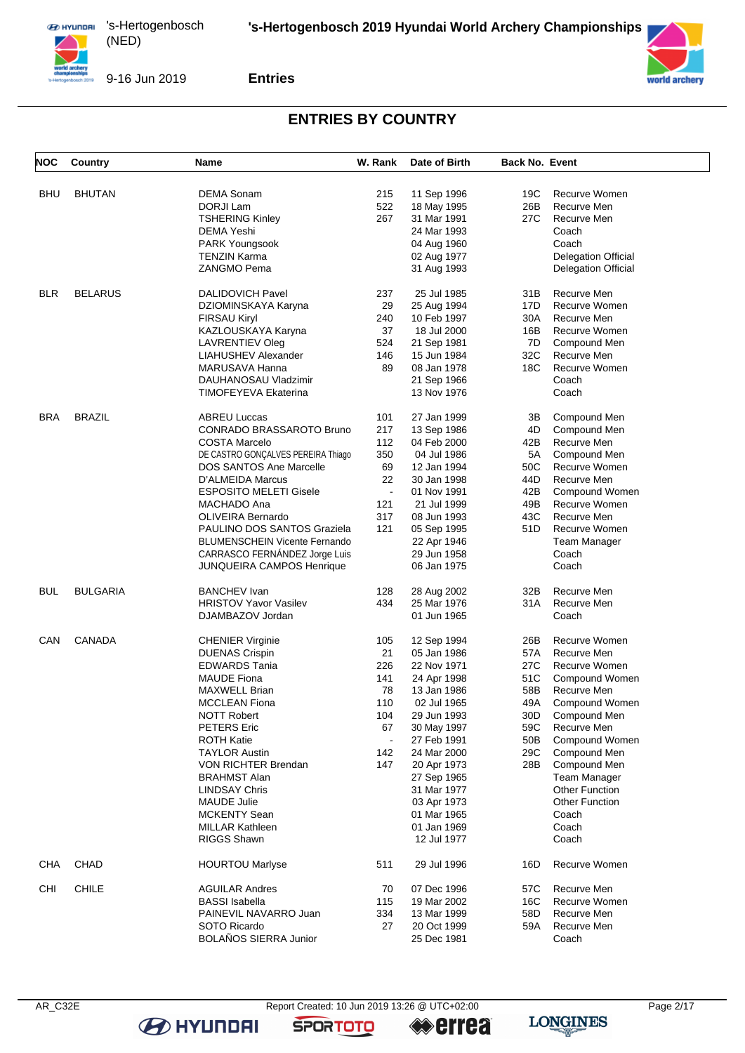## ENTRIES BY COUNTRY

| NOC | Country | Name | W. Rank | Date of Birth | Back No. | Event |
|---|---|---|---|---|---|---|
| BHU | BHUTAN | DEMA Sonam | 215 | 11 Sep 1996 | 19C | Recurve Women |
| | | DORJI Lam | 522 | 18 May 1995 | 26B | Recurve Men |
| | | TSHERING Kinley | 267 | 31 Mar 1991 | 27C | Recurve Men |
| | | DEMA Yeshi | | 24 Mar 1993 | | Coach |
| | | PARK Youngsook | | 04 Aug 1960 | | Coach |
| | | TENZIN Karma | | 02 Aug 1977 | | Delegation Official |
| | | ZANGMO Pema | | 31 Aug 1993 | | Delegation Official |
| BLR | BELARUS | DALIDOVICH Pavel | 237 | 25 Jul 1985 | 31B | Recurve Men |
| | | DZIOMINSKAYA Karyna | 29 | 25 Aug 1994 | 17D | Recurve Women |
| | | FIRSAU Kiryl | 240 | 10 Feb 1997 | 30A | Recurve Men |
| | | KAZLOUSKAYA Karyna | 37 | 18 Jul 2000 | 16B | Recurve Women |
| | | LAVRENTIEV Oleg | 524 | 21 Sep 1981 | 7D | Compound Men |
| | | LIAHUSHEV Alexander | 146 | 15 Jun 1984 | 32C | Recurve Men |
| | | MARUSAVA Hanna | 89 | 08 Jan 1978 | 18C | Recurve Women |
| | | DAUHANOSAU Vladzimir | | 21 Sep 1966 | | Coach |
| | | TIMOFEYEVA Ekaterina | | 13 Nov 1976 | | Coach |
| BRA | BRAZIL | ABREU Luccas | 101 | 27 Jan 1999 | 3B | Compound Men |
| | | CONRADO BRASSAROTO Bruno | 217 | 13 Sep 1986 | 4D | Compound Men |
| | | COSTA Marcelo | 112 | 04 Feb 2000 | 42B | Recurve Men |
| | | DE CASTRO GONÇALVES PEREIRA Thiago | 350 | 04 Jul 1986 | 5A | Compound Men |
| | | DOS SANTOS Ane Marcelle | 69 | 12 Jan 1994 | 50C | Recurve Women |
| | | D'ALMEIDA Marcus | 22 | 30 Jan 1998 | 44D | Recurve Men |
| | | ESPOSITO MELETI Gisele | - | 01 Nov 1991 | 42B | Compound Women |
| | | MACHADO Ana | 121 | 21 Jul 1999 | 49B | Recurve Women |
| | | OLIVEIRA Bernardo | 317 | 08 Jun 1993 | 43C | Recurve Men |
| | | PAULINO DOS SANTOS Graziela | 121 | 05 Sep 1995 | 51D | Recurve Women |
| | | BLUMENSCHEIN Vicente Fernando | | 22 Apr 1946 | | Team Manager |
| | | CARRASCO FERNÁNDEZ Jorge Luis | | 29 Jun 1958 | | Coach |
| | | JUNQUEIRA CAMPOS Henrique | | 06 Jan 1975 | | Coach |
| BUL | BULGARIA | BANCHEV Ivan | 128 | 28 Aug 2002 | 32B | Recurve Men |
| | | HRISTOV Yavor Vasilev | 434 | 25 Mar 1976 | 31A | Recurve Men |
| | | DJAMBAZOV Jordan | | 01 Jun 1965 | | Coach |
| CAN | CANADA | CHENIER Virginie | 105 | 12 Sep 1994 | 26B | Recurve Women |
| | | DUENAS Crispin | 21 | 05 Jan 1986 | 57A | Recurve Men |
| | | EDWARDS Tania | 226 | 22 Nov 1971 | 27C | Recurve Women |
| | | MAUDE Fiona | 141 | 24 Apr 1998 | 51C | Compound Women |
| | | MAXWELL Brian | 78 | 13 Jan 1986 | 58B | Recurve Men |
| | | MCCLEAN Fiona | 110 | 02 Jul 1965 | 49A | Compound Women |
| | | NOTT Robert | 104 | 29 Jun 1993 | 30D | Compound Men |
| | | PETERS Eric | 67 | 30 May 1997 | 59C | Recurve Men |
| | | ROTH Katie | - | 27 Feb 1991 | 50B | Compound Women |
| | | TAYLOR Austin | 142 | 24 Mar 2000 | 29C | Compound Men |
| | | VON RICHTER Brendan | 147 | 20 Apr 1973 | 28B | Compound Men |
| | | BRAHMST Alan | | 27 Sep 1965 | | Team Manager |
| | | LINDSAY Chris | | 31 Mar 1977 | | Other Function |
| | | MAUDE Julie | | 03 Apr 1973 | | Other Function |
| | | MCKENTY Sean | | 01 Mar 1965 | | Coach |
| | | MILLAR Kathleen | | 01 Jan 1969 | | Coach |
| | | RIGGS Shawn | | 12 Jul 1977 | | Coach |
| CHA | CHAD | HOURTOU Marlyse | 511 | 29 Jul 1996 | 16D | Recurve Women |
| CHI | CHILE | AGUILAR Andres | 70 | 07 Dec 1996 | 57C | Recurve Men |
| | | BASSI Isabella | 115 | 19 Mar 2002 | 16C | Recurve Women |
| | | PAINEVIL NAVARRO Juan | 334 | 13 Mar 1999 | 58D | Recurve Men |
| | | SOTO Ricardo | 27 | 20 Oct 1999 | 59A | Recurve Men |
| | | BOLAÑOS SIERRA Junior | | 25 Dec 1981 | | Coach |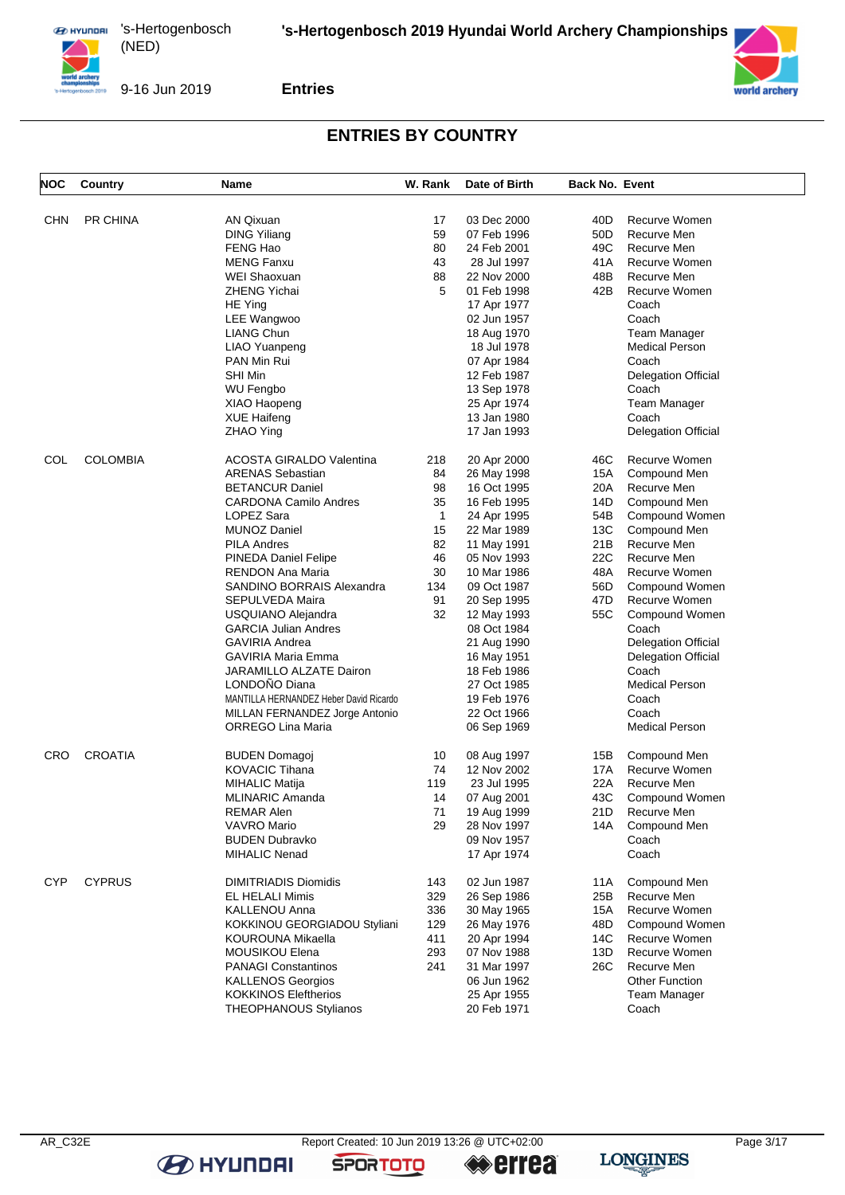## ENTRIES BY COUNTRY

| NOC | Country | Name | W. Rank | Date of Birth | Back No. | Event |
|---|---|---|---|---|---|---|
| CHN | PR CHINA | AN Qixuan | 17 | 03 Dec 2000 | 40D | Recurve Women |
| | | DING Yiliang | 59 | 07 Feb 1996 | 50D | Recurve Men |
| | | FENG Hao | 80 | 24 Feb 2001 | 49C | Recurve Men |
| | | MENG Fanxu | 43 | 28 Jul 1997 | 41A | Recurve Women |
| | | WEI Shaoxuan | 88 | 22 Nov 2000 | 48B | Recurve Men |
| | | ZHENG Yichai | 5 | 01 Feb 1998 | 42B | Recurve Women |
| | | HE Ying | | 17 Apr 1977 | | Coach |
| | | LEE Wangwoo | | 02 Jun 1957 | | Coach |
| | | LIANG Chun | | 18 Aug 1970 | | Team Manager |
| | | LIAO Yuanpeng | | 18 Jul 1978 | | Medical Person |
| | | PAN Min Rui | | 07 Apr 1984 | | Coach |
| | | SHI Min | | 12 Feb 1987 | | Delegation Official |
| | | WU Fengbo | | 13 Sep 1978 | | Coach |
| | | XIAO Haopeng | | 25 Apr 1974 | | Team Manager |
| | | XUE Haifeng | | 13 Jan 1980 | | Coach |
| | | ZHAO Ying | | 17 Jan 1993 | | Delegation Official |
| COL | COLOMBIA | ACOSTA GIRALDO Valentina | 218 | 20 Apr 2000 | 46C | Recurve Women |
| | | ARENAS Sebastian | 84 | 26 May 1998 | 15A | Compound Men |
| | | BETANCUR Daniel | 98 | 16 Oct 1995 | 20A | Recurve Men |
| | | CARDONA Camilo Andres | 35 | 16 Feb 1995 | 14D | Compound Men |
| | | LOPEZ Sara | 1 | 24 Apr 1995 | 54B | Compound Women |
| | | MUNOZ Daniel | 15 | 22 Mar 1989 | 13C | Compound Men |
| | | PILA Andres | 82 | 11 May 1991 | 21B | Recurve Men |
| | | PINEDA Daniel Felipe | 46 | 05 Nov 1993 | 22C | Recurve Men |
| | | RENDON Ana Maria | 30 | 10 Mar 1986 | 48A | Recurve Women |
| | | SANDINO BORRAIS Alexandra | 134 | 09 Oct 1987 | 56D | Compound Women |
| | | SEPULVEDA Maira | 91 | 20 Sep 1995 | 47D | Recurve Women |
| | | USQUIANO Alejandra | 32 | 12 May 1993 | 55C | Compound Women |
| | | GARCIA Julian Andres | | 08 Oct 1984 | | Coach |
| | | GAVIRIA Andrea | | 21 Aug 1990 | | Delegation Official |
| | | GAVIRIA Maria Emma | | 16 May 1951 | | Delegation Official |
| | | JARAMILLO ALZATE Dairon | | 18 Feb 1986 | | Coach |
| | | LONDOÑO Diana | | 27 Oct 1985 | | Medical Person |
| | | MANTILLA HERNANDEZ Heber David Ricardo | | 19 Feb 1976 | | Coach |
| | | MILLAN FERNANDEZ Jorge Antonio | | 22 Oct 1966 | | Coach |
| | | ORREGO Lina Maria | | 06 Sep 1969 | | Medical Person |
| CRO | CROATIA | BUDEN Domagoj | 10 | 08 Aug 1997 | 15B | Compound Men |
| | | KOVACIC Tihana | 74 | 12 Nov 2002 | 17A | Recurve Women |
| | | MIHALIC Matija | 119 | 23 Jul 1995 | 22A | Recurve Men |
| | | MLINARIC Amanda | 14 | 07 Aug 2001 | 43C | Compound Women |
| | | REMAR Alen | 71 | 19 Aug 1999 | 21D | Recurve Men |
| | | VAVRO Mario | 29 | 28 Nov 1997 | 14A | Compound Men |
| | | BUDEN Dubravko | | 09 Nov 1957 | | Coach |
| | | MIHALIC Nenad | | 17 Apr 1974 | | Coach |
| CYP | CYPRUS | DIMITRIADIS Diomidis | 143 | 02 Jun 1987 | 11A | Compound Men |
| | | EL HELALI Mimis | 329 | 26 Sep 1986 | 25B | Recurve Men |
| | | KALLENOU Anna | 336 | 30 May 1965 | 15A | Recurve Women |
| | | KOKKINOU GEORGIADOU Styliani | 129 | 26 May 1976 | 48D | Compound Women |
| | | KOUROUNA Mikaella | 411 | 20 Apr 1994 | 14C | Recurve Women |
| | | MOUSIKOU Elena | 293 | 07 Nov 1988 | 13D | Recurve Women |
| | | PANAGI Constantinos | 241 | 31 Mar 1997 | 26C | Recurve Men |
| | | KALLENOS Georgios | | 06 Jun 1962 | | Other Function |
| | | KOKKINOS Eleftherios | | 25 Apr 1955 | | Team Manager |
| | | THEOPHANOUS Stylianos | | 20 Feb 1971 | | Coach |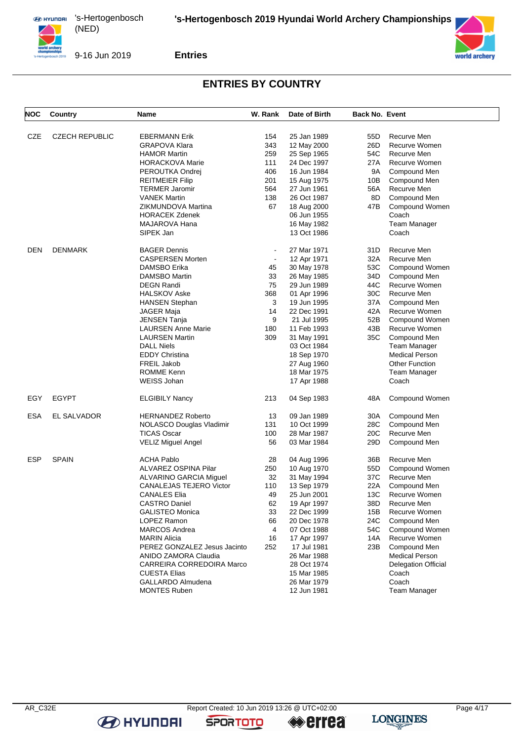## ENTRIES BY COUNTRY

| NOC | Country | Name | W. Rank | Date of Birth | Back No. | Event |
|---|---|---|---|---|---|---|
| CZE | CZECH REPUBLIC | EBERMANN Erik | 154 | 25 Jan 1989 | 55D | Recurve Men |
| | | GRAPOVA Klara | 343 | 12 May 2000 | 26D | Recurve Women |
| | | HAMOR Martin | 259 | 25 Sep 1965 | 54C | Recurve Men |
| | | HORACKOVA Marie | 111 | 24 Dec 1997 | 27A | Recurve Women |
| | | PEROUTKA Ondrej | 406 | 16 Jun 1984 | 9A | Compound Men |
| | | REITMEIER Filip | 201 | 15 Aug 1975 | 10B | Compound Men |
| | | TERMER Jaromir | 564 | 27 Jun 1961 | 56A | Recurve Men |
| | | VANEK Martin | 138 | 26 Oct 1987 | 8D | Compound Men |
| | | ZIKMUNDOVA Martina | 67 | 18 Aug 2000 | 47B | Compound Women |
| | | HORACEK Zdenek | | 06 Jun 1955 | | Coach |
| | | MAJAROVA Hana | | 16 May 1982 | | Team Manager |
| | | SIPEK Jan | | 13 Oct 1986 | | Coach |
| DEN | DENMARK | BAGER Dennis | - | 27 Mar 1971 | 31D | Recurve Men |
| | | CASPERSEN Morten | - | 12 Apr 1971 | 32A | Recurve Men |
| | | DAMSBO Erika | 45 | 30 May 1978 | 53C | Compound Women |
| | | DAMSBO Martin | 33 | 26 May 1985 | 34D | Compound Men |
| | | DEGN Randi | 75 | 29 Jun 1989 | 44C | Recurve Women |
| | | HALSKOV Aske | 368 | 01 Apr 1996 | 30C | Recurve Men |
| | | HANSEN Stephan | 3 | 19 Jun 1995 | 37A | Compound Men |
| | | JAGER Maja | 14 | 22 Dec 1991 | 42A | Recurve Women |
| | | JENSEN Tanja | 9 | 21 Jul 1995 | 52B | Compound Women |
| | | LAURSEN Anne Marie | 180 | 11 Feb 1993 | 43B | Recurve Women |
| | | LAURSEN Martin | 309 | 31 May 1991 | 35C | Compound Men |
| | | DALL Niels | | 03 Oct 1984 | | Team Manager |
| | | EDDY Christina | | 18 Sep 1970 | | Medical Person |
| | | FREIL Jakob | | 27 Aug 1960 | | Other Function |
| | | ROMME Kenn | | 18 Mar 1975 | | Team Manager |
| | | WEISS Johan | | 17 Apr 1988 | | Coach |
| EGY | EGYPT | ELGIBILY Nancy | 213 | 04 Sep 1983 | 48A | Compound Women |
| ESA | EL SALVADOR | HERNANDEZ Roberto | 13 | 09 Jan 1989 | 30A | Compound Men |
| | | NOLASCO Douglas Vladimir | 131 | 10 Oct 1999 | 28C | Compound Men |
| | | TICAS Oscar | 100 | 28 Mar 1987 | 20C | Recurve Men |
| | | VELIZ Miguel Angel | 56 | 03 Mar 1984 | 29D | Compound Men |
| ESP | SPAIN | ACHA Pablo | 28 | 04 Aug 1996 | 36B | Recurve Men |
| | | ALVAREZ OSPINA Pilar | 250 | 10 Aug 1970 | 55D | Compound Women |
| | | ALVARINO GARCIA Miguel | 32 | 31 May 1994 | 37C | Recurve Men |
| | | CANALEJAS TEJERO Victor | 110 | 13 Sep 1979 | 22A | Compound Men |
| | | CANALES Elia | 49 | 25 Jun 2001 | 13C | Recurve Women |
| | | CASTRO Daniel | 62 | 19 Apr 1997 | 38D | Recurve Men |
| | | GALISTEO Monica | 33 | 22 Dec 1999 | 15B | Recurve Women |
| | | LOPEZ Ramon | 66 | 20 Dec 1978 | 24C | Compound Men |
| | | MARCOS Andrea | 4 | 07 Oct 1988 | 54C | Compound Women |
| | | MARIN Alicia | 16 | 17 Apr 1997 | 14A | Recurve Women |
| | | PEREZ GONZALEZ Jesus Jacinto | 252 | 17 Jul 1981 | 23B | Compound Men |
| | | ANIDO ZAMORA Claudia | | 26 Mar 1988 | | Medical Person |
| | | CARREIRA CORREDOIRA Marco | | 28 Oct 1974 | | Delegation Official |
| | | CUESTA Elias | | 15 Mar 1985 | | Coach |
| | | GALLARDO Almudena | | 26 Mar 1979 | | Coach |
| | | MONTES Ruben | | 12 Jun 1981 | | Team Manager |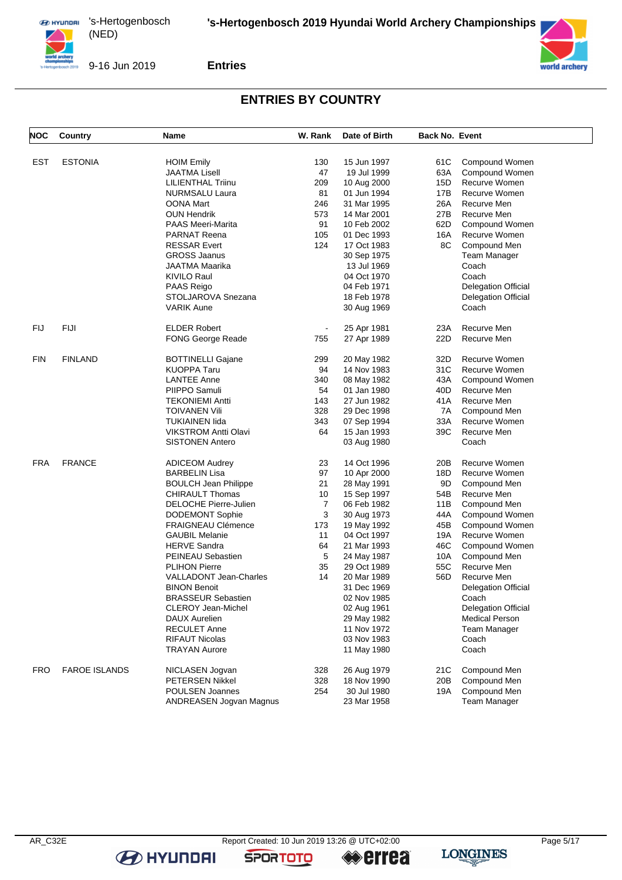## ENTRIES BY COUNTRY

| NOC | Country | Name | W. Rank | Date of Birth | Back No. | Event |
|---|---|---|---|---|---|---|
| EST | ESTONIA | HOIM Emily | 130 | 15 Jun 1997 | 61C | Compound Women |
| | | JAATMA Lisell | 47 | 19 Jul 1999 | 63A | Compound Women |
| | | LILIENTHAL Triinu | 209 | 10 Aug 2000 | 15D | Recurve Women |
| | | NURMSALU Laura | 81 | 01 Jun 1994 | 17B | Recurve Women |
| | | OONA Mart | 246 | 31 Mar 1995 | 26A | Recurve Men |
| | | OUN Hendrik | 573 | 14 Mar 2001 | 27B | Recurve Men |
| | | PAAS Meeri-Marita | 91 | 10 Feb 2002 | 62D | Compound Women |
| | | PARNAT Reena | 105 | 01 Dec 1993 | 16A | Recurve Women |
| | | RESSAR Evert | 124 | 17 Oct 1983 | 8C | Compound Men |
| | | GROSS Jaanus | | 30 Sep 1975 | | Team Manager |
| | | JAATMA Maarika | | 13 Jul 1969 | | Coach |
| | | KIVILO Raul | | 04 Oct 1970 | | Coach |
| | | PAAS Reigo | | 04 Feb 1971 | | Delegation Official |
| | | STOLJAROVA Snezana | | 18 Feb 1978 | | Delegation Official |
| | | VARIK Aune | | 30 Aug 1969 | | Coach |
| FIJ | FIJI | ELDER Robert | - | 25 Apr 1981 | 23A | Recurve Men |
| | | FONG George Reade | 755 | 27 Apr 1989 | 22D | Recurve Men |
| FIN | FINLAND | BOTTINELLI Gajane | 299 | 20 May 1982 | 32D | Recurve Women |
| | | KUOPPA Taru | 94 | 14 Nov 1983 | 31C | Recurve Women |
| | | LANTEE Anne | 340 | 08 May 1982 | 43A | Compound Women |
| | | PIIPPO Samuli | 54 | 01 Jan 1980 | 40D | Recurve Men |
| | | TEKONIEMI Antti | 143 | 27 Jun 1982 | 41A | Recurve Men |
| | | TOIVANEN Vili | 328 | 29 Dec 1998 | 7A | Compound Men |
| | | TUKIAINEN Iida | 343 | 07 Sep 1994 | 33A | Recurve Women |
| | | VIKSTROM Antti Olavi | 64 | 15 Jan 1993 | 39C | Recurve Men |
| | | SISTONEN Antero | | 03 Aug 1980 | | Coach |
| FRA | FRANCE | ADICEOM Audrey | 23 | 14 Oct 1996 | 20B | Recurve Women |
| | | BARBELIN Lisa | 97 | 10 Apr 2000 | 18D | Recurve Women |
| | | BOULCH Jean Philippe | 21 | 28 May 1991 | 9D | Compound Men |
| | | CHIRAULT Thomas | 10 | 15 Sep 1997 | 54B | Recurve Men |
| | | DELOCHE Pierre-Julien | 7 | 06 Feb 1982 | 11B | Compound Men |
| | | DODEMONT Sophie | 3 | 30 Aug 1973 | 44A | Compound Women |
| | | FRAIGNEAU Clémence | 173 | 19 May 1992 | 45B | Compound Women |
| | | GAUBIL Melanie | 11 | 04 Oct 1997 | 19A | Recurve Women |
| | | HERVE Sandra | 64 | 21 Mar 1993 | 46C | Compound Women |
| | | PEINEAU Sebastien | 5 | 24 May 1987 | 10A | Compound Men |
| | | PLIHON Pierre | 35 | 29 Oct 1989 | 55C | Recurve Men |
| | | VALLADONT Jean-Charles | 14 | 20 Mar 1989 | 56D | Recurve Men |
| | | BINON Benoit | | 31 Dec 1969 | | Delegation Official |
| | | BRASSEUR Sebastien | | 02 Nov 1985 | | Coach |
| | | CLEROY Jean-Michel | | 02 Aug 1961 | | Delegation Official |
| | | DAUX Aurelien | | 29 May 1982 | | Medical Person |
| | | RECULET Anne | | 11 Nov 1972 | | Team Manager |
| | | RIFAUT Nicolas | | 03 Nov 1983 | | Coach |
| | | TRAYAN Aurore | | 11 May 1980 | | Coach |
| FRO | FAROE ISLANDS | NICLASEN Jogvan | 328 | 26 Aug 1979 | 21C | Compound Men |
| | | PETERSEN Nikkel | 328 | 18 Nov 1990 | 20B | Compound Men |
| | | POULSEN Joannes | 254 | 30 Jul 1980 | 19A | Compound Men |
| | | ANDREASEN Jogvan Magnus | | 23 Mar 1958 | | Team Manager |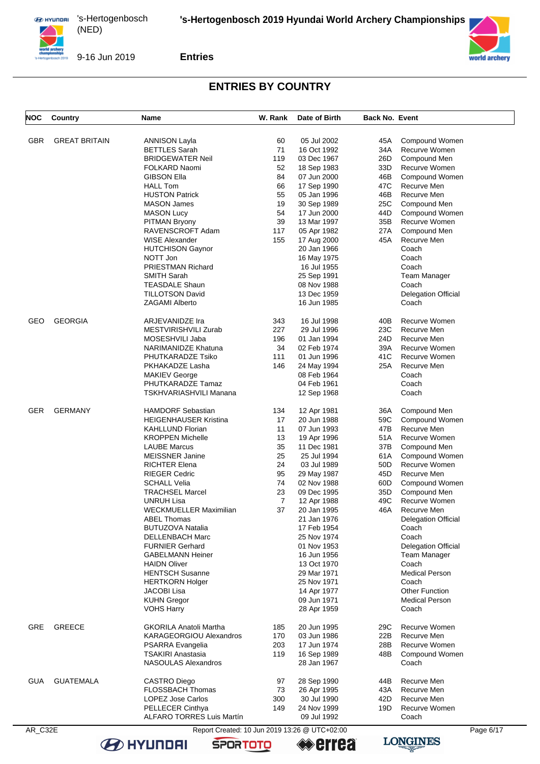## ENTRIES BY COUNTRY

| NOC | Country | Name | W. Rank | Date of Birth | Back No. | Event |
|---|---|---|---|---|---|---|
| GBR | GREAT BRITAIN | ANNISON Layla | 60 | 05 Jul 2002 | 45A | Compound Women |
| | | BETTLES Sarah | 71 | 16 Oct 1992 | 34A | Recurve Women |
| | | BRIDGEWATER Neil | 119 | 03 Dec 1967 | 26D | Compound Men |
| | | FOLKARD Naomi | 52 | 18 Sep 1983 | 33D | Recurve Women |
| | | GIBSON Ella | 84 | 07 Jun 2000 | 46B | Compound Women |
| | | HALL Tom | 66 | 17 Sep 1990 | 47C | Recurve Men |
| | | HUSTON Patrick | 55 | 05 Jan 1996 | 46B | Recurve Men |
| | | MASON James | 19 | 30 Sep 1989 | 25C | Compound Men |
| | | MASON Lucy | 54 | 17 Jun 2000 | 44D | Compound Women |
| | | PITMAN Bryony | 39 | 13 Mar 1997 | 35B | Recurve Women |
| | | RAVENSCROFT Adam | 117 | 05 Apr 1982 | 27A | Compound Men |
| | | WISE Alexander | 155 | 17 Aug 2000 | 45A | Recurve Men |
| | | HUTCHISON Gaynor | | 20 Jan 1966 | | Coach |
| | | NOTT Jon | | 16 May 1975 | | Coach |
| | | PRIESTMAN Richard | | 16 Jul 1955 | | Coach |
| | | SMITH Sarah | | 25 Sep 1991 | | Team Manager |
| | | TEASDALE Shaun | | 08 Nov 1988 | | Coach |
| | | TILLOTSON David | | 13 Dec 1959 | | Delegation Official |
| | | ZAGAMI Alberto | | 16 Jun 1985 | | Coach |
| GEO | GEORGIA | ARJEVANIDZE Ira | 343 | 16 Jul 1998 | 40B | Recurve Women |
| | | MESTVIRISHVILI Zurab | 227 | 29 Jul 1996 | 23C | Recurve Men |
| | | MOSESHVILI Jaba | 196 | 01 Jan 1994 | 24D | Recurve Men |
| | | NARIMANIDZE Khatuna | 34 | 02 Feb 1974 | 39A | Recurve Women |
| | | PHUTKARADZE Tsiko | 111 | 01 Jun 1996 | 41C | Recurve Women |
| | | PKHAKADZE Lasha | 146 | 24 May 1994 | 25A | Recurve Men |
| | | MAKIEV George | | 08 Feb 1964 | | Coach |
| | | PHUTKARADZE Tamaz | | 04 Feb 1961 | | Coach |
| | | TSKHVARIASHVILI Manana | | 12 Sep 1968 | | Coach |
| GER | GERMANY | HAMDORF Sebastian | 134 | 12 Apr 1981 | 36A | Compound Men |
| | | HEIGENHAUSER Kristina | 17 | 20 Jun 1988 | 59C | Compound Women |
| | | KAHLLUND Florian | 11 | 07 Jun 1993 | 47B | Recurve Men |
| | | KROPPEN Michelle | 13 | 19 Apr 1996 | 51A | Recurve Women |
| | | LAUBE Marcus | 35 | 11 Dec 1981 | 37B | Compound Men |
| | | MEISSNER Janine | 25 | 25 Jul 1994 | 61A | Compound Women |
| | | RICHTER Elena | 24 | 03 Jul 1989 | 50D | Recurve Women |
| | | RIEGER Cedric | 95 | 29 May 1987 | 45D | Recurve Men |
| | | SCHALL Velia | 74 | 02 Nov 1988 | 60D | Compound Women |
| | | TRACHSEL Marcel | 23 | 09 Dec 1995 | 35D | Compound Men |
| | | UNRUH Lisa | 7 | 12 Apr 1988 | 49C | Recurve Women |
| | | WECKMUELLER Maximilian | 37 | 20 Jan 1995 | 46A | Recurve Men |
| | | ABEL Thomas | | 21 Jan 1976 | | Delegation Official |
| | | BUTUZOVA Natalia | | 17 Feb 1954 | | Coach |
| | | DELLENBACH Marc | | 25 Nov 1974 | | Coach |
| | | FURNIER Gerhard | | 01 Nov 1953 | | Delegation Official |
| | | GABELMANN Heiner | | 16 Jun 1956 | | Team Manager |
| | | HAIDN Oliver | | 13 Oct 1970 | | Coach |
| | | HENTSCH Susanne | | 29 Mar 1971 | | Medical Person |
| | | HERTKORN Holger | | 25 Nov 1971 | | Coach |
| | | JACOBI Lisa | | 14 Apr 1977 | | Other Function |
| | | KUHN Gregor | | 09 Jun 1971 | | Medical Person |
| | | VOHS Harry | | 28 Apr 1959 | | Coach |
| GRE | GREECE | GKORILA Anatoli Martha | 185 | 20 Jun 1995 | 29C | Recurve Women |
| | | KARAGEORGIOU Alexandros | 170 | 03 Jun 1986 | 22B | Recurve Men |
| | | PSARRA Evangelia | 203 | 17 Jun 1974 | 28B | Recurve Women |
| | | TSAKIRI Anastasia | 119 | 16 Sep 1989 | 48B | Compound Women |
| | | NASOULAS Alexandros | | 28 Jan 1967 | | Coach |
| GUA | GUATEMALA | CASTRO Diego | 97 | 28 Sep 1990 | 44B | Recurve Men |
| | | FLOSSBACH Thomas | 73 | 26 Apr 1995 | 43A | Recurve Men |
| | | LOPEZ Jose Carlos | 300 | 30 Jul 1990 | 42D | Recurve Men |
| | | PELLECER Cinthya | 149 | 24 Nov 1999 | 19D | Recurve Women |
| | | ALFARO TORRES Luis Martín | | 09 Jul 1992 | | Coach |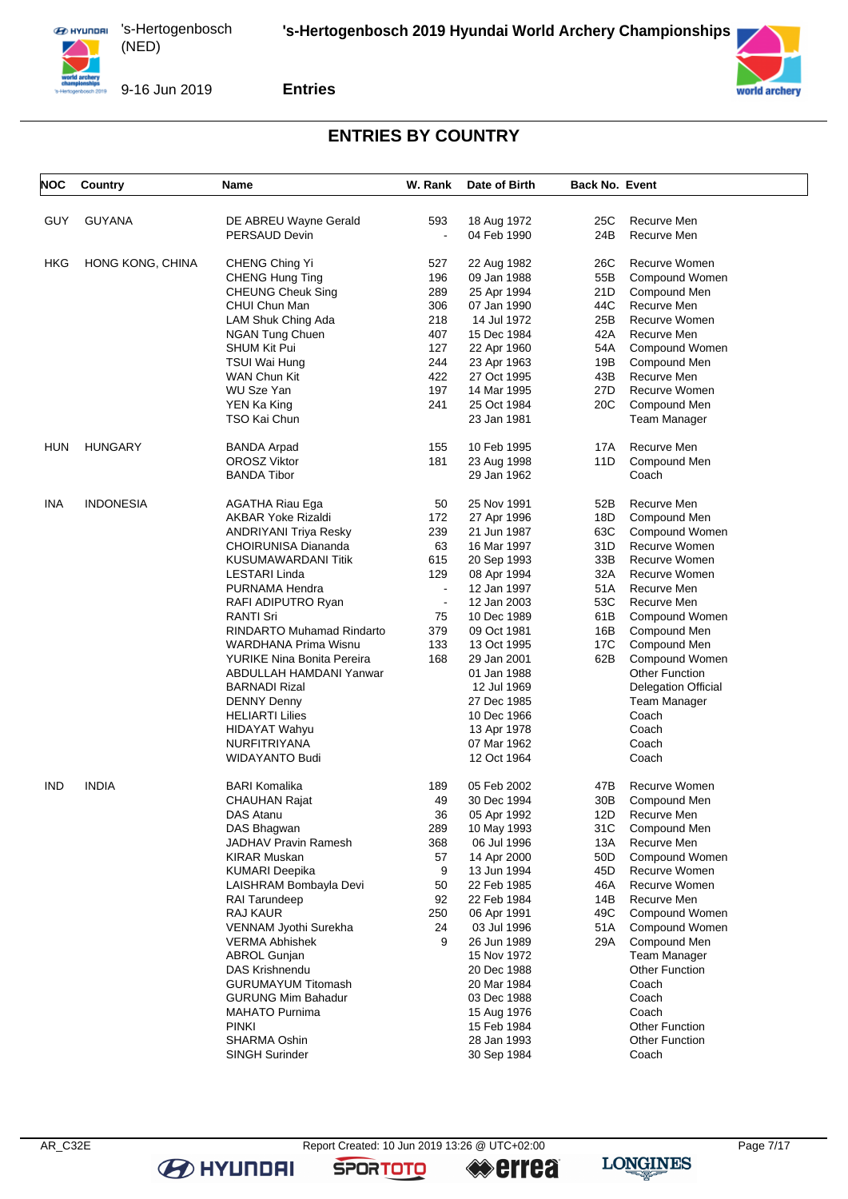## ENTRIES BY COUNTRY

| NOC | Country | Name | W. Rank | Date of Birth | Back No. | Event |
|---|---|---|---|---|---|---|
| GUY | GUYANA | DE ABREU Wayne Gerald | 593 | 18 Aug 1972 | 25C | Recurve Men |
| | | PERSAUD Devin | - | 04 Feb 1990 | 24B | Recurve Men |
| HKG | HONG KONG, CHINA | CHENG Ching Yi | 527 | 22 Aug 1982 | 26C | Recurve Women |
| | | CHENG Hung Ting | 196 | 09 Jan 1988 | 55B | Compound Women |
| | | CHEUNG Cheuk Sing | 289 | 25 Apr 1994 | 21D | Compound Men |
| | | CHUI Chun Man | 306 | 07 Jan 1990 | 44C | Recurve Men |
| | | LAM Shuk Ching Ada | 218 | 14 Jul 1972 | 25B | Recurve Women |
| | | NGAN Tung Chuen | 407 | 15 Dec 1984 | 42A | Recurve Men |
| | | SHUM Kit Pui | 127 | 22 Apr 1960 | 54A | Compound Women |
| | | TSUI Wai Hung | 244 | 23 Apr 1963 | 19B | Compound Men |
| | | WAN Chun Kit | 422 | 27 Oct 1995 | 43B | Recurve Men |
| | | WU Sze Yan | 197 | 14 Mar 1995 | 27D | Recurve Women |
| | | YEN Ka King | 241 | 25 Oct 1984 | 20C | Compound Men |
| | | TSO Kai Chun | | 23 Jan 1981 | | Team Manager |
| HUN | HUNGARY | BANDA Arpad | 155 | 10 Feb 1995 | 17A | Recurve Men |
| | | OROSZ Viktor | 181 | 23 Aug 1998 | 11D | Compound Men |
| | | BANDA Tibor | | 29 Jan 1962 | | Coach |
| INA | INDONESIA | AGATHA Riau Ega | 50 | 25 Nov 1991 | 52B | Recurve Men |
| | | AKBAR Yoke Rizaldi | 172 | 27 Apr 1996 | 18D | Compound Men |
| | | ANDRIYANI Triya Resky | 239 | 21 Jun 1987 | 63C | Compound Women |
| | | CHOIRUNISA Diananda | 63 | 16 Mar 1997 | 31D | Recurve Women |
| | | KUSUMAWARDANI Titik | 615 | 20 Sep 1993 | 33B | Recurve Women |
| | | LESTARI Linda | 129 | 08 Apr 1994 | 32A | Recurve Women |
| | | PURNAMA Hendra | - | 12 Jan 1997 | 51A | Recurve Men |
| | | RAFI ADIPUTRO Ryan | - | 12 Jan 2003 | 53C | Recurve Men |
| | | RANTI Sri | 75 | 10 Dec 1989 | 61B | Compound Women |
| | | RINDARTO Muhamad Rindarto | 379 | 09 Oct 1981 | 16B | Compound Men |
| | | WARDHANA Prima Wisnu | 133 | 13 Oct 1995 | 17C | Compound Men |
| | | YURIKE Nina Bonita Pereira | 168 | 29 Jan 2001 | 62B | Compound Women |
| | | ABDULLAH HAMDANI Yanwar | | 01 Jan 1988 | | Other Function |
| | | BARNADI Rizal | | 12 Jul 1969 | | Delegation Official |
| | | DENNY Denny | | 27 Dec 1985 | | Team Manager |
| | | HELIARTI Lilies | | 10 Dec 1966 | | Coach |
| | | HIDAYAT Wahyu | | 13 Apr 1978 | | Coach |
| | | NURFITRIYANA | | 07 Mar 1962 | | Coach |
| | | WIDAYANTO Budi | | 12 Oct 1964 | | Coach |
| IND | INDIA | BARI Komalika | 189 | 05 Feb 2002 | 47B | Recurve Women |
| | | CHAUHAN Rajat | 49 | 30 Dec 1994 | 30B | Compound Men |
| | | DAS Atanu | 36 | 05 Apr 1992 | 12D | Recurve Men |
| | | DAS Bhagwan | 289 | 10 May 1993 | 31C | Compound Men |
| | | JADHAV Pravin Ramesh | 368 | 06 Jul 1996 | 13A | Recurve Men |
| | | KIRAR Muskan | 57 | 14 Apr 2000 | 50D | Compound Women |
| | | KUMARI Deepika | 9 | 13 Jun 1994 | 45D | Recurve Women |
| | | LAISHRAM Bombayla Devi | 50 | 22 Feb 1985 | 46A | Recurve Women |
| | | RAI Tarundeep | 92 | 22 Feb 1984 | 14B | Recurve Men |
| | | RAJ KAUR | 250 | 06 Apr 1991 | 49C | Compound Women |
| | | VENNAM Jyothi Surekha | 24 | 03 Jul 1996 | 51A | Compound Women |
| | | VERMA Abhishek | 9 | 26 Jun 1989 | 29A | Compound Men |
| | | ABROL Gunjan | | 15 Nov 1972 | | Team Manager |
| | | DAS Krishnendu | | 20 Dec 1988 | | Other Function |
| | | GURUMAYUM Titomash | | 20 Mar 1984 | | Coach |
| | | GURUNG Mim Bahadur | | 03 Dec 1988 | | Coach |
| | | MAHATO Purnima | | 15 Aug 1976 | | Coach |
| | | PINKI | | 15 Feb 1984 | | Other Function |
| | | SHARMA Oshin | | 28 Jan 1993 | | Other Function |
| | | SINGH Surinder | | 30 Sep 1984 | | Coach |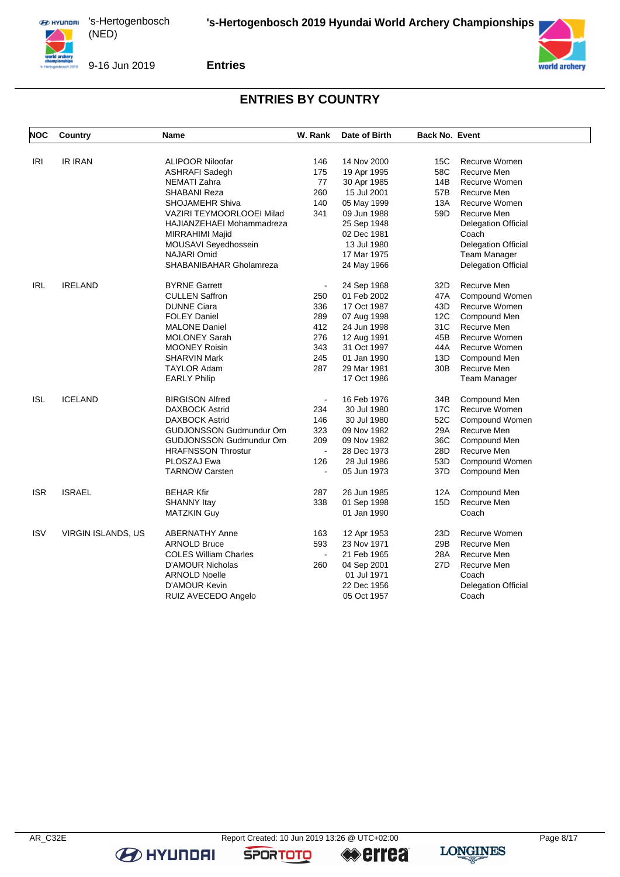## ENTRIES BY COUNTRY

| NOC | Country | Name | W. Rank | Date of Birth | Back No. | Event |
|---|---|---|---|---|---|---|
| IRI | IR IRAN | ALIPOOR Niloofar | 146 | 14 Nov 2000 | 15C | Recurve Women |
| | | ASHRAFI Sadegh | 175 | 19 Apr 1995 | 58C | Recurve Men |
| | | NEMATI Zahra | 77 | 30 Apr 1985 | 14B | Recurve Women |
| | | SHABANI Reza | 260 | 15 Jul 2001 | 57B | Recurve Men |
| | | SHOJAMEHR Shiva | 140 | 05 May 1999 | 13A | Recurve Women |
| | | VAZIRI TEYMOORLOOEI Milad | 341 | 09 Jun 1988 | 59D | Recurve Men |
| | | HAJIANZEHAEI Mohammadreza | | 25 Sep 1948 | | Delegation Official |
| | | MIRRAHIMI Majid | | 02 Dec 1981 | | Coach |
| | | MOUSAVI Seyedhossein | | 13 Jul 1980 | | Delegation Official |
| | | NAJARI Omid | | 17 Mar 1975 | | Team Manager |
| | | SHABANIBAHAR Gholamreza | | 24 May 1966 | | Delegation Official |
| IRL | IRELAND | BYRNE Garrett | - | 24 Sep 1968 | 32D | Recurve Men |
| | | CULLEN Saffron | 250 | 01 Feb 2002 | 47A | Compound Women |
| | | DUNNE Ciara | 336 | 17 Oct 1987 | 43D | Recurve Women |
| | | FOLEY Daniel | 289 | 07 Aug 1998 | 12C | Compound Men |
| | | MALONE Daniel | 412 | 24 Jun 1998 | 31C | Recurve Men |
| | | MOLONEY Sarah | 276 | 12 Aug 1991 | 45B | Recurve Women |
| | | MOONEY Roisin | 343 | 31 Oct 1997 | 44A | Recurve Women |
| | | SHARVIN Mark | 245 | 01 Jan 1990 | 13D | Compound Men |
| | | TAYLOR Adam | 287 | 29 Mar 1981 | 30B | Recurve Men |
| | | EARLY Philip | | 17 Oct 1986 | | Team Manager |
| ISL | ICELAND | BIRGISON Alfred | - | 16 Feb 1976 | 34B | Compound Men |
| | | DAXBOCK Astrid | 234 | 30 Jul 1980 | 17C | Recurve Women |
| | | DAXBOCK Astrid | 146 | 30 Jul 1980 | 52C | Compound Women |
| | | GUDJONSSON Gudmundur Orn | 323 | 09 Nov 1982 | 29A | Recurve Men |
| | | GUDJONSSON Gudmundur Orn | 209 | 09 Nov 1982 | 36C | Compound Men |
| | | HRAFNSSON Throstur | - | 28 Dec 1973 | 28D | Recurve Men |
| | | PLOSZAJ Ewa | 126 | 28 Jul 1986 | 53D | Compound Women |
| | | TARNOW Carsten | - | 05 Jun 1973 | 37D | Compound Men |
| ISR | ISRAEL | BEHAR Kfir | 287 | 26 Jun 1985 | 12A | Compound Men |
| | | SHANNY Itay | 338 | 01 Sep 1998 | 15D | Recurve Men |
| | | MATZKIN Guy | | 01 Jan 1990 | | Coach |
| ISV | VIRGIN ISLANDS, US | ABERNATHY Anne | 163 | 12 Apr 1953 | 23D | Recurve Women |
| | | ARNOLD Bruce | 593 | 23 Nov 1971 | 29B | Recurve Men |
| | | COLES William Charles | - | 21 Feb 1965 | 28A | Recurve Men |
| | | D'AMOUR Nicholas | 260 | 04 Sep 2001 | 27D | Recurve Men |
| | | ARNOLD Noelle | | 01 Jul 1971 | | Coach |
| | | D'AMOUR Kevin | | 22 Dec 1956 | | Delegation Official |
| | | RUIZ AVECEDO Angelo | | 05 Oct 1957 | | Coach |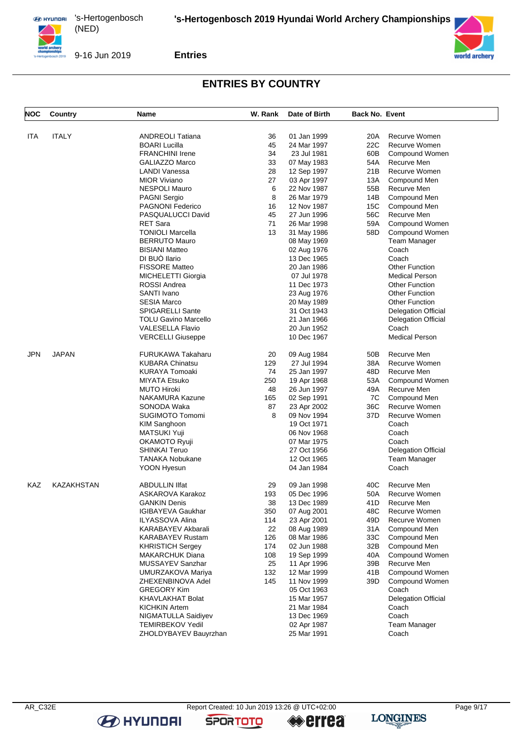## ENTRIES BY COUNTRY

| NOC | Country | Name | W. Rank | Date of Birth | Back No. | Event |
|---|---|---|---|---|---|---|
| ITA | ITALY | ANDREOLI Tatiana | 36 | 01 Jan 1999 | 20A | Recurve Women |
| | | BOARI Lucilla | 45 | 24 Mar 1997 | 22C | Recurve Women |
| | | FRANCHINI Irene | 34 | 23 Jul 1981 | 60B | Compound Women |
| | | GALIAZZO Marco | 33 | 07 May 1983 | 54A | Recurve Men |
| | | LANDI Vanessa | 28 | 12 Sep 1997 | 21B | Recurve Women |
| | | MIOR Viviano | 27 | 03 Apr 1997 | 13A | Compound Men |
| | | NESPOLI Mauro | 6 | 22 Nov 1987 | 55B | Recurve Men |
| | | PAGNI Sergio | 8 | 26 Mar 1979 | 14B | Compound Men |
| | | PAGNONI Federico | 16 | 12 Nov 1987 | 15C | Compound Men |
| | | PASQUALUCCI David | 45 | 27 Jun 1996 | 56C | Recurve Men |
| | | RET Sara | 71 | 26 Mar 1998 | 59A | Compound Women |
| | | TONIOLI Marcella | 13 | 31 May 1986 | 58D | Compound Women |
| | | BERRUTO Mauro | | 08 May 1969 | | Team Manager |
| | | BISIANI Matteo | | 02 Aug 1976 | | Coach |
| | | DI BUÒ Ilario | | 13 Dec 1965 | | Coach |
| | | FISSORE Matteo | | 20 Jan 1986 | | Other Function |
| | | MICHELETTI Giorgia | | 07 Jul 1978 | | Medical Person |
| | | ROSSI Andrea | | 11 Dec 1973 | | Other Function |
| | | SANTI Ivano | | 23 Aug 1976 | | Other Function |
| | | SESIA Marco | | 20 May 1989 | | Other Function |
| | | SPIGARELLI Sante | | 31 Oct 1943 | | Delegation Official |
| | | TOLU Gavino Marcello | | 21 Jan 1966 | | Delegation Official |
| | | VALESELLA Flavio | | 20 Jun 1952 | | Coach |
| | | VERCELLI Giuseppe | | 10 Dec 1967 | | Medical Person |
| JPN | JAPAN | FURUKAWA Takaharu | 20 | 09 Aug 1984 | 50B | Recurve Men |
| | | KUBARA Chinatsu | 129 | 27 Jul 1994 | 38A | Recurve Women |
| | | KURAYA Tomoaki | 74 | 25 Jan 1997 | 48D | Recurve Men |
| | | MIYATA Etsuko | 250 | 19 Apr 1968 | 53A | Compound Women |
| | | MUTO Hiroki | 48 | 26 Jun 1997 | 49A | Recurve Men |
| | | NAKAMURA Kazune | 165 | 02 Sep 1991 | 7C | Compound Men |
| | | SONODA Waka | 87 | 23 Apr 2002 | 36C | Recurve Women |
| | | SUGIMOTO Tomomi | 8 | 09 Nov 1994 | 37D | Recurve Women |
| | | KIM Sanghoon | | 19 Oct 1971 | | Coach |
| | | MATSUKI Yuji | | 06 Nov 1968 | | Coach |
| | | OKAMOTO Ryuji | | 07 Mar 1975 | | Coach |
| | | SHINKAI Teruo | | 27 Oct 1956 | | Delegation Official |
| | | TANAKA Nobukane | | 12 Oct 1965 | | Team Manager |
| | | YOON Hyesun | | 04 Jan 1984 | | Coach |
| KAZ | KAZAKHSTAN | ABDULLIN Ilfat | 29 | 09 Jan 1998 | 40C | Recurve Men |
| | | ASKAROVA Karakoz | 193 | 05 Dec 1996 | 50A | Recurve Women |
| | | GANKIN Denis | 38 | 13 Dec 1989 | 41D | Recurve Men |
| | | IGIBAYEVA Gaukhar | 350 | 07 Aug 2001 | 48C | Recurve Women |
| | | ILYASSOVA Alina | 114 | 23 Apr 2001 | 49D | Recurve Women |
| | | KARABAYEV Akbarali | 22 | 08 Aug 1989 | 31A | Compound Men |
| | | KARABAYEV Rustam | 126 | 08 Mar 1986 | 33C | Compound Men |
| | | KHRISTICH Sergey | 174 | 02 Jun 1988 | 32B | Compound Men |
| | | MAKARCHUK Diana | 108 | 19 Sep 1999 | 40A | Compound Women |
| | | MUSSAYEV Sanzhar | 25 | 11 Apr 1996 | 39B | Recurve Men |
| | | UMURZAKOVA Mariya | 132 | 12 Mar 1999 | 41B | Compound Women |
| | | ZHEXENBINOVA Adel | 145 | 11 Nov 1999 | 39D | Compound Women |
| | | GREGORY Kim | | 05 Oct 1963 | | Coach |
| | | KHAVLAKHAT Bolat | | 15 Mar 1957 | | Delegation Official |
| | | KICHKIN Artem | | 21 Mar 1984 | | Coach |
| | | NIGMATULLA Saidiyev | | 13 Dec 1969 | | Coach |
| | | TEMIRBEKOV Yedil | | 02 Apr 1987 | | Team Manager |
| | | ZHOLDYBAYEV Bauyrzhan | | 25 Mar 1991 | | Coach |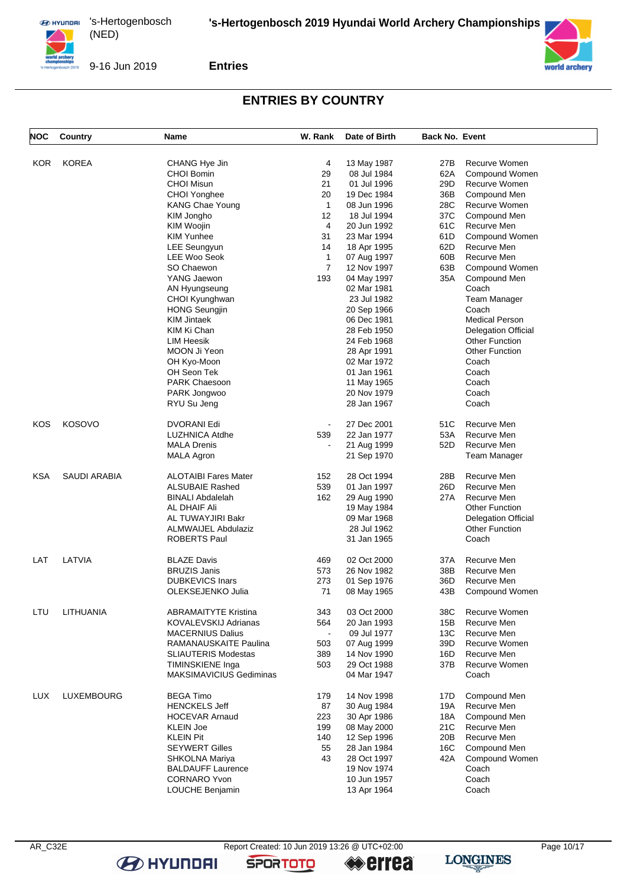## ENTRIES BY COUNTRY

| NOC | Country | Name | W. Rank | Date of Birth | Back No. | Event |
|---|---|---|---|---|---|---|
| KOR | KOREA | CHANG Hye Jin | 4 | 13 May 1987 | 27B | Recurve Women |
| | | CHOI Bomin | 29 | 08 Jul 1984 | 62A | Compound Women |
| | | CHOI Misun | 21 | 01 Jul 1996 | 29D | Recurve Women |
| | | CHOI Yonghee | 20 | 19 Dec 1984 | 36B | Compound Men |
| | | KANG Chae Young | 1 | 08 Jun 1996 | 28C | Recurve Women |
| | | KIM Jongho | 12 | 18 Jul 1994 | 37C | Compound Men |
| | | KIM Woojin | 4 | 20 Jun 1992 | 61C | Recurve Men |
| | | KIM Yunhee | 31 | 23 Mar 1994 | 61D | Compound Women |
| | | LEE Seungyun | 14 | 18 Apr 1995 | 62D | Recurve Men |
| | | LEE Woo Seok | 1 | 07 Aug 1997 | 60B | Recurve Men |
| | | SO Chaewon | 7 | 12 Nov 1997 | 63B | Compound Women |
| | | YANG Jaewon | 193 | 04 May 1997 | 35A | Compound Men |
| | | AN Hyungseung | | 02 Mar 1981 | | Coach |
| | | CHOI Kyunghwan | | 23 Jul 1982 | | Team Manager |
| | | HONG Seungjin | | 20 Sep 1966 | | Coach |
| | | KIM Jintaek | | 06 Dec 1981 | | Medical Person |
| | | KIM Ki Chan | | 28 Feb 1950 | | Delegation Official |
| | | LIM Heesik | | 24 Feb 1968 | | Other Function |
| | | MOON Ji Yeon | | 28 Apr 1991 | | Other Function |
| | | OH Kyo-Moon | | 02 Mar 1972 | | Coach |
| | | OH Seon Tek | | 01 Jan 1961 | | Coach |
| | | PARK Chaesoon | | 11 May 1965 | | Coach |
| | | PARK Jongwoo | | 20 Nov 1979 | | Coach |
| | | RYU Su Jeng | | 28 Jan 1967 | | Coach |
| KOS | KOSOVO | DVORANI Edi | - | 27 Dec 2001 | 51C | Recurve Men |
| | | LUZHNICA Atdhe | 539 | 22 Jan 1977 | 53A | Recurve Men |
| | | MALA Drenis | - | 21 Aug 1999 | 52D | Recurve Men |
| | | MALA Agron | | 21 Sep 1970 | | Team Manager |
| KSA | SAUDI ARABIA | ALOTAIBI Fares Mater | 152 | 28 Oct 1994 | 28B | Recurve Men |
| | | ALSUBAIE Rashed | 539 | 01 Jan 1997 | 26D | Recurve Men |
| | | BINALI Abdalelah | 162 | 29 Aug 1990 | 27A | Recurve Men |
| | | AL DHAIF Ali | | 19 May 1984 | | Other Function |
| | | AL TUWAYJIRI Bakr | | 09 Mar 1968 | | Delegation Official |
| | | ALMWAIJEL Abdulaziz | | 28 Jul 1962 | | Other Function |
| | | ROBERTS Paul | | 31 Jan 1965 | | Coach |
| LAT | LATVIA | BLAZE Davis | 469 | 02 Oct 2000 | 37A | Recurve Men |
| | | BRUZIS Janis | 573 | 26 Nov 1982 | 38B | Recurve Men |
| | | DUBKEVICS Inars | 273 | 01 Sep 1976 | 36D | Recurve Men |
| | | OLEKSEJENKO Julia | 71 | 08 May 1965 | 43B | Compound Women |
| LTU | LITHUANIA | ABRAMAITYTE Kristina | 343 | 03 Oct 2000 | 38C | Recurve Women |
| | | KOVALEVSKIJ Adrianas | 564 | 20 Jan 1993 | 15B | Recurve Men |
| | | MACERNIUS Dalius | - | 09 Jul 1977 | 13C | Recurve Men |
| | | RAMANAUSKAITE Paulina | 503 | 07 Aug 1999 | 39D | Recurve Women |
| | | SLIAUTERIS Modestas | 389 | 14 Nov 1990 | 16D | Recurve Men |
| | | TIMINSKIENE Inga | 503 | 29 Oct 1988 | 37B | Recurve Women |
| | | MAKSIMAVICIUS Gediminas | | 04 Mar 1947 | | Coach |
| LUX | LUXEMBOURG | BEGA Timo | 179 | 14 Nov 1998 | 17D | Compound Men |
| | | HENCKELS Jeff | 87 | 30 Aug 1984 | 19A | Recurve Men |
| | | HOCEVAR Arnaud | 223 | 30 Apr 1986 | 18A | Compound Men |
| | | KLEIN Joe | 199 | 08 May 2000 | 21C | Recurve Men |
| | | KLEIN Pit | 140 | 12 Sep 1996 | 20B | Recurve Men |
| | | SEYWERT Gilles | 55 | 28 Jan 1984 | 16C | Compound Men |
| | | SHKOLNA Mariya | 43 | 28 Oct 1997 | 42A | Compound Women |
| | | BALDAUFF Laurence | | 19 Nov 1974 | | Coach |
| | | CORNARO Yvon | | 10 Jun 1957 | | Coach |
| | | LOUCHE Benjamin | | 13 Apr 1964 | | Coach |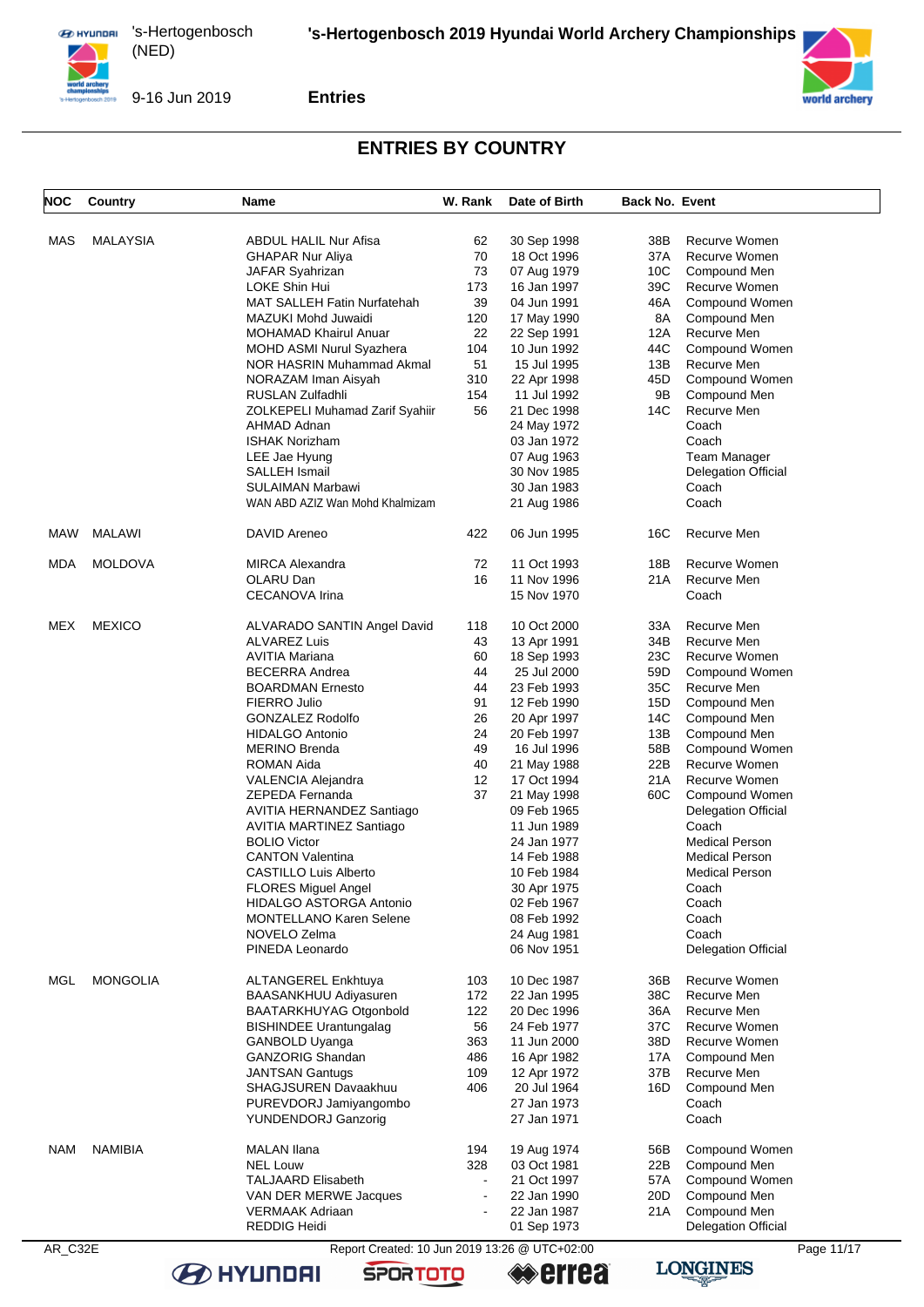## ENTRIES BY COUNTRY

| NOC | Country | Name | W. Rank | Date of Birth | Back No. | Event |
|---|---|---|---|---|---|---|
| MAS | MALAYSIA | ABDUL HALIL Nur Afisa | 62 | 30 Sep 1998 | 38B | Recurve Women |
| | | GHAPAR Nur Aliya | 70 | 18 Oct 1996 | 37A | Recurve Women |
| | | JAFAR Syahrizan | 73 | 07 Aug 1979 | 10C | Compound Men |
| | | LOKE Shin Hui | 173 | 16 Jan 1997 | 39C | Recurve Women |
| | | MAT SALLEH Fatin Nurfatehah | 39 | 04 Jun 1991 | 46A | Compound Women |
| | | MAZUKI Mohd Juwaidi | 120 | 17 May 1990 | 8A | Compound Men |
| | | MOHAMAD Khairul Anuar | 22 | 22 Sep 1991 | 12A | Recurve Men |
| | | MOHD ASMI Nurul Syazhera | 104 | 10 Jun 1992 | 44C | Compound Women |
| | | NOR HASRIN Muhammad Akmal | 51 | 15 Jul 1995 | 13B | Recurve Men |
| | | NORAZAM Iman Aisyah | 310 | 22 Apr 1998 | 45D | Compound Women |
| | | RUSLAN Zulfadhli | 154 | 11 Jul 1992 | 9B | Compound Men |
| | | ZOLKEPELI Muhamad Zarif Syahiir | 56 | 21 Dec 1998 | 14C | Recurve Men |
| | | AHMAD Adnan | | 24 May 1972 | | Coach |
| | | ISHAK Norizham | | 03 Jan 1972 | | Coach |
| | | LEE Jae Hyung | | 07 Aug 1963 | | Team Manager |
| | | SALLEH Ismail | | 30 Nov 1985 | | Delegation Official |
| | | SULAIMAN Marbawi | | 30 Jan 1983 | | Coach |
| | | WAN ABD AZIZ Wan Mohd Khalmizam | | 21 Aug 1986 | | Coach |
| MAW | MALAWI | DAVID Areneo | 422 | 06 Jun 1995 | 16C | Recurve Men |
| MDA | MOLDOVA | MIRCA Alexandra | 72 | 11 Oct 1993 | 18B | Recurve Women |
| | | OLARU Dan | 16 | 11 Nov 1996 | 21A | Recurve Men |
| | | CECANOVA Irina | | 15 Nov 1970 | | Coach |
| MEX | MEXICO | ALVARADO SANTIN Angel David | 118 | 10 Oct 2000 | 33A | Recurve Men |
| | | ALVAREZ Luis | 43 | 13 Apr 1991 | 34B | Recurve Men |
| | | AVITIA Mariana | 60 | 18 Sep 1993 | 23C | Recurve Women |
| | | BECERRA Andrea | 44 | 25 Jul 2000 | 59D | Compound Women |
| | | BOARDMAN Ernesto | 44 | 23 Feb 1993 | 35C | Recurve Men |
| | | FIERRO Julio | 91 | 12 Feb 1990 | 15D | Compound Men |
| | | GONZALEZ Rodolfo | 26 | 20 Apr 1997 | 14C | Compound Men |
| | | HIDALGO Antonio | 24 | 20 Feb 1997 | 13B | Compound Men |
| | | MERINO Brenda | 49 | 16 Jul 1996 | 58B | Compound Women |
| | | ROMAN Aida | 40 | 21 May 1988 | 22B | Recurve Women |
| | | VALENCIA Alejandra | 12 | 17 Oct 1994 | 21A | Recurve Women |
| | | ZEPEDA Fernanda | 37 | 21 May 1998 | 60C | Compound Women |
| | | AVITIA HERNANDEZ Santiago | | 09 Feb 1965 | | Delegation Official |
| | | AVITIA MARTINEZ Santiago | | 11 Jun 1989 | | Coach |
| | | BOLIO Victor | | 24 Jan 1977 | | Medical Person |
| | | CANTON Valentina | | 14 Feb 1988 | | Medical Person |
| | | CASTILLO Luis Alberto | | 10 Feb 1984 | | Medical Person |
| | | FLORES Miguel Angel | | 30 Apr 1975 | | Coach |
| | | HIDALGO ASTORGA Antonio | | 02 Feb 1967 | | Coach |
| | | MONTELLANO Karen Selene | | 08 Feb 1992 | | Coach |
| | | NOVELO Zelma | | 24 Aug 1981 | | Coach |
| | | PINEDA Leonardo | | 06 Nov 1951 | | Delegation Official |
| MGL | MONGOLIA | ALTANGEREL Enkhtuya | 103 | 10 Dec 1987 | 36B | Recurve Women |
| | | BAASANKHUU Adiyasuren | 172 | 22 Jan 1995 | 38C | Recurve Men |
| | | BAATARKHUYAG Otgonbold | 122 | 20 Dec 1996 | 36A | Recurve Men |
| | | BISHINDEE Urantungalag | 56 | 24 Feb 1977 | 37C | Recurve Women |
| | | GANBOLD Uyanga | 363 | 11 Jun 2000 | 38D | Recurve Women |
| | | GANZORIG Shandan | 486 | 16 Apr 1982 | 17A | Compound Men |
| | | JANTSAN Gantugs | 109 | 12 Apr 1972 | 37B | Recurve Men |
| | | SHAGJSUREN Davaakhuu | 406 | 20 Jul 1964 | 16D | Compound Men |
| | | PUREVDORJ Jamiyangombo | | 27 Jan 1973 | | Coach |
| | | YUNDENDORJ Ganzorig | | 27 Jan 1971 | | Coach |
| NAM | NAMIBIA | MALAN Ilana | 194 | 19 Aug 1974 | 56B | Compound Women |
| | | NEL Louw | 328 | 03 Oct 1981 | 22B | Compound Men |
| | | TALJAARD Elisabeth | - | 21 Oct 1997 | 57A | Compound Women |
| | | VAN DER MERWE Jacques | - | 22 Jan 1990 | 20D | Compound Men |
| | | VERMAAK Adriaan | - | 22 Jan 1987 | 21A | Compound Men |
| | | REDDIG Heidi | | 01 Sep 1973 | | Delegation Official |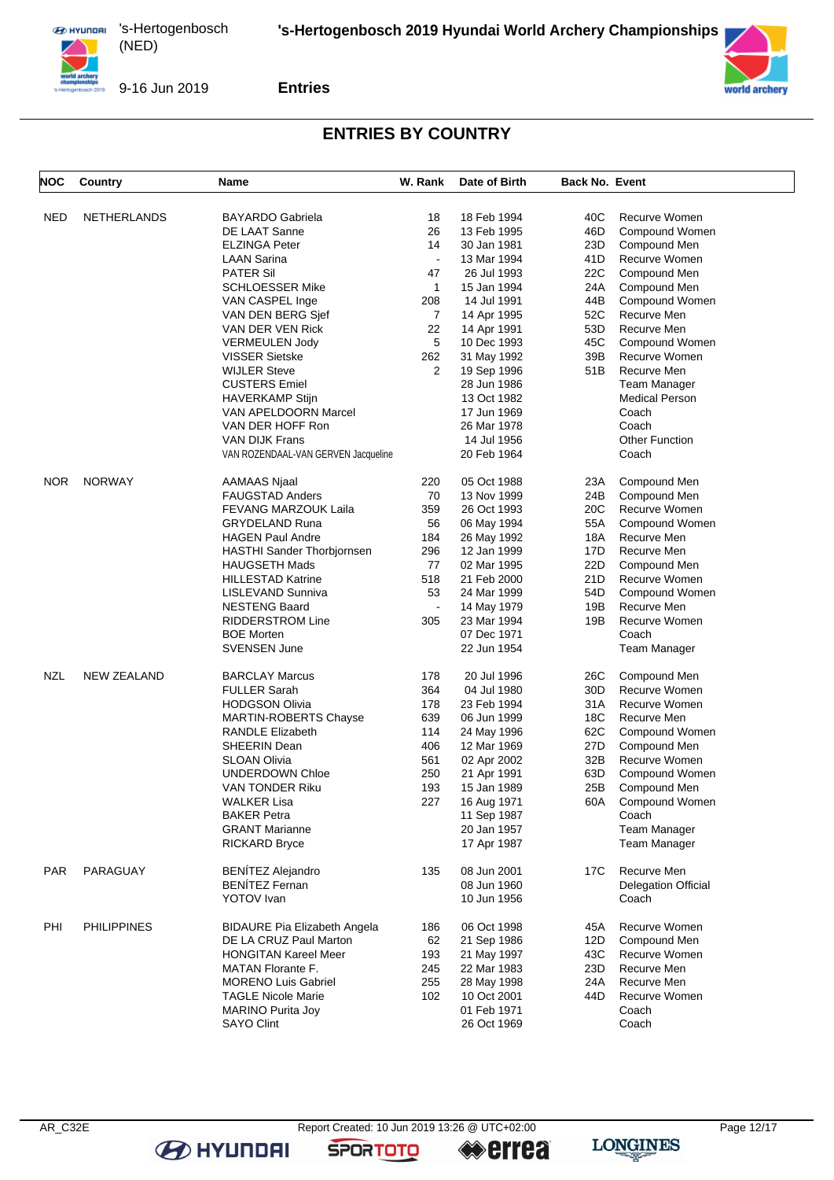## ENTRIES BY COUNTRY

| NOC | Country | Name | W. Rank | Date of Birth | Back No. | Event |
|---|---|---|---|---|---|---|
| NED | NETHERLANDS | BAYARDO Gabriela | 18 | 18 Feb 1994 | 40C | Recurve Women |
| | | DE LAAT Sanne | 26 | 13 Feb 1995 | 46D | Compound Women |
| | | ELZINGA Peter | 14 | 30 Jan 1981 | 23D | Compound Men |
| | | LAAN Sarina | - | 13 Mar 1994 | 41D | Recurve Women |
| | | PATER Sil | 47 | 26 Jul 1993 | 22C | Compound Men |
| | | SCHLOESSER Mike | 1 | 15 Jan 1994 | 24A | Compound Men |
| | | VAN CASPEL Inge | 208 | 14 Jul 1991 | 44B | Compound Women |
| | | VAN DEN BERG Sjef | 7 | 14 Apr 1995 | 52C | Recurve Men |
| | | VAN DER VEN Rick | 22 | 14 Apr 1991 | 53D | Recurve Men |
| | | VERMEULEN Jody | 5 | 10 Dec 1993 | 45C | Compound Women |
| | | VISSER Sietske | 262 | 31 May 1992 | 39B | Recurve Women |
| | | WIJLER Steve | 2 | 19 Sep 1996 | 51B | Recurve Men |
| | | CUSTERS Emiel | | 28 Jun 1986 | | Team Manager |
| | | HAVERKAMP Stijn | | 13 Oct 1982 | | Medical Person |
| | | VAN APELDOORN Marcel | | 17 Jun 1969 | | Coach |
| | | VAN DER HOFF Ron | | 26 Mar 1978 | | Coach |
| | | VAN DIJK Frans | | 14 Jul 1956 | | Other Function |
| | | VAN ROZENDAAL-VAN GERVEN Jacqueline | | 20 Feb 1964 | | Coach |
| NOR | NORWAY | AAMAAS Njaal | 220 | 05 Oct 1988 | 23A | Compound Men |
| | | FAUGSTAD Anders | 70 | 13 Nov 1999 | 24B | Compound Men |
| | | FEVANG MARZOUK Laila | 359 | 26 Oct 1993 | 20C | Recurve Women |
| | | GRYDELAND Runa | 56 | 06 May 1994 | 55A | Compound Women |
| | | HAGEN Paul Andre | 184 | 26 May 1992 | 18A | Recurve Men |
| | | HASTHI Sander Thorbjornsen | 296 | 12 Jan 1999 | 17D | Recurve Men |
| | | HAUGSETH Mads | 77 | 02 Mar 1995 | 22D | Compound Men |
| | | HILLESTAD Katrine | 518 | 21 Feb 2000 | 21D | Recurve Women |
| | | LISLEVAND Sunniva | 53 | 24 Mar 1999 | 54D | Compound Women |
| | | NESTENG Baard | - | 14 May 1979 | 19B | Recurve Men |
| | | RIDDERSTROM Line | 305 | 23 Mar 1994 | 19B | Recurve Women |
| | | BOE Morten | | 07 Dec 1971 | | Coach |
| | | SVENSEN June | | 22 Jun 1954 | | Team Manager |
| NZL | NEW ZEALAND | BARCLAY Marcus | 178 | 20 Jul 1996 | 26C | Compound Men |
| | | FULLER Sarah | 364 | 04 Jul 1980 | 30D | Recurve Women |
| | | HODGSON Olivia | 178 | 23 Feb 1994 | 31A | Recurve Women |
| | | MARTIN-ROBERTS Chayse | 639 | 06 Jun 1999 | 18C | Recurve Men |
| | | RANDLE Elizabeth | 114 | 24 May 1996 | 62C | Compound Women |
| | | SHEERIN Dean | 406 | 12 Mar 1969 | 27D | Compound Men |
| | | SLOAN Olivia | 561 | 02 Apr 2002 | 32B | Recurve Women |
| | | UNDERDOWN Chloe | 250 | 21 Apr 1991 | 63D | Compound Women |
| | | VAN TONDER Riku | 193 | 15 Jan 1989 | 25B | Compound Men |
| | | WALKER Lisa | 227 | 16 Aug 1971 | 60A | Compound Women |
| | | BAKER Petra | | 11 Sep 1987 | | Coach |
| | | GRANT Marianne | | 20 Jan 1957 | | Team Manager |
| | | RICKARD Bryce | | 17 Apr 1987 | | Team Manager |
| PAR | PARAGUAY | BENÍTEZ Alejandro | 135 | 08 Jun 2001 | 17C | Recurve Men |
| | | BENÍTEZ Fernan | | 08 Jun 1960 | | Delegation Official |
| | | YOTOV Ivan | | 10 Jun 1956 | | Coach |
| PHI | PHILIPPINES | BIDAURE Pia Elizabeth Angela | 186 | 06 Oct 1998 | 45A | Recurve Women |
| | | DE LA CRUZ Paul Marton | 62 | 21 Sep 1986 | 12D | Compound Men |
| | | HONGITAN Kareel Meer | 193 | 21 May 1997 | 43C | Recurve Women |
| | | MATAN Florante F. | 245 | 22 Mar 1983 | 23D | Recurve Men |
| | | MORENO Luis Gabriel | 255 | 28 May 1998 | 24A | Recurve Men |
| | | TAGLE Nicole Marie | 102 | 10 Oct 2001 | 44D | Recurve Women |
| | | MARINO Purita Joy | | 01 Feb 1971 | | Coach |
| | | SAYO Clint | | 26 Oct 1969 | | Coach |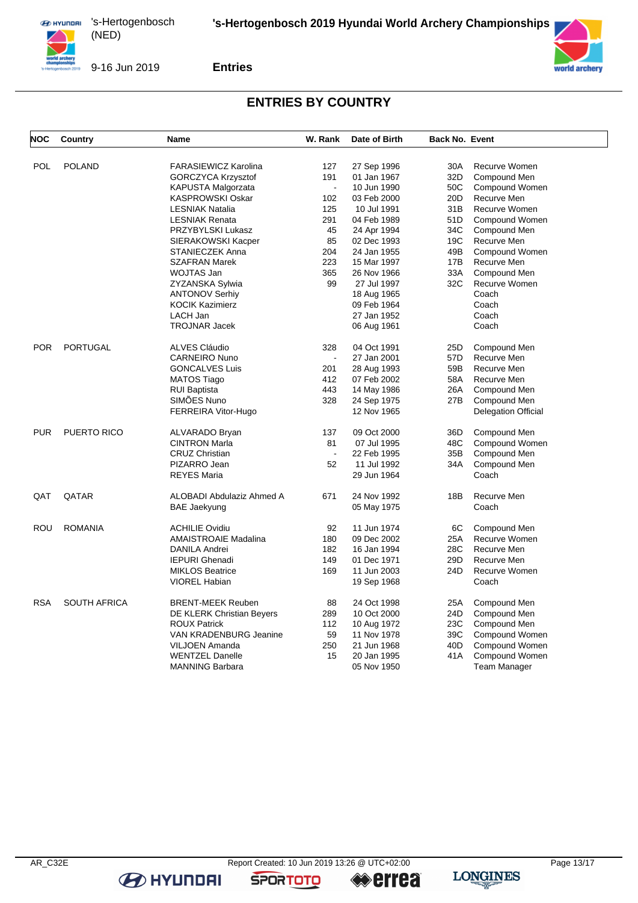## ENTRIES BY COUNTRY

| NOC | Country | Name | W. Rank | Date of Birth | Back No. | Event |
|---|---|---|---|---|---|---|
| POL | POLAND | FARASIEWICZ Karolina | 127 | 27 Sep 1996 | 30A | Recurve Women |
| | | GORCZYCA Krzysztof | 191 | 01 Jan 1967 | 32D | Compound Men |
| | | KAPUSTA Malgorzata | - | 10 Jun 1990 | 50C | Compound Women |
| | | KASPROWSKI Oskar | 102 | 03 Feb 2000 | 20D | Recurve Men |
| | | LESNIAK Natalia | 125 | 10 Jul 1991 | 31B | Recurve Women |
| | | LESNIAK Renata | 291 | 04 Feb 1989 | 51D | Compound Women |
| | | PRZYBYLSKI Lukasz | 45 | 24 Apr 1994 | 34C | Compound Men |
| | | SIERAKOWSKI Kacper | 85 | 02 Dec 1993 | 19C | Recurve Men |
| | | STANIECZEK Anna | 204 | 24 Jan 1955 | 49B | Compound Women |
| | | SZAFRAN Marek | 223 | 15 Mar 1997 | 17B | Recurve Men |
| | | WOJTAS Jan | 365 | 26 Nov 1966 | 33A | Compound Men |
| | | ZYZANSKA Sylwia | 99 | 27 Jul 1997 | 32C | Recurve Women |
| | | ANTONOV Serhiy | | 18 Aug 1965 | | Coach |
| | | KOCIK Kazimierz | | 09 Feb 1964 | | Coach |
| | | LACH Jan | | 27 Jan 1952 | | Coach |
| | | TROJNAR Jacek | | 06 Aug 1961 | | Coach |
| POR | PORTUGAL | ALVES Cláudio | 328 | 04 Oct 1991 | 25D | Compound Men |
| | | CARNEIRO Nuno | - | 27 Jan 2001 | 57D | Recurve Men |
| | | GONCALVES Luis | 201 | 28 Aug 1993 | 59B | Recurve Men |
| | | MATOS Tiago | 412 | 07 Feb 2002 | 58A | Recurve Men |
| | | RUI Baptista | 443 | 14 May 1986 | 26A | Compound Men |
| | | SIMÕES Nuno | 328 | 24 Sep 1975 | 27B | Compound Men |
| | | FERREIRA Vitor-Hugo | | 12 Nov 1965 | | Delegation Official |
| PUR | PUERTO RICO | ALVARADO Bryan | 137 | 09 Oct 2000 | 36D | Compound Men |
| | | CINTRON Marla | 81 | 07 Jul 1995 | 48C | Compound Women |
| | | CRUZ Christian | - | 22 Feb 1995 | 35B | Compound Men |
| | | PIZARRO Jean | 52 | 11 Jul 1992 | 34A | Compound Men |
| | | REYES Maria | | 29 Jun 1964 | | Coach |
| QAT | QATAR | ALOBADI Abdulaziz Ahmed A | 671 | 24 Nov 1992 | 18B | Recurve Men |
| | | BAE Jaekyung | | 05 May 1975 | | Coach |
| ROU | ROMANIA | ACHILIE Ovidiu | 92 | 11 Jun 1974 | 6C | Compound Men |
| | | AMAISTROAIE Madalina | 180 | 09 Dec 2002 | 25A | Recurve Women |
| | | DANILA Andrei | 182 | 16 Jan 1994 | 28C | Recurve Men |
| | | IEPURI Ghenadi | 149 | 01 Dec 1971 | 29D | Recurve Men |
| | | MIKLOS Beatrice | 169 | 11 Jun 2003 | 24D | Recurve Women |
| | | VIOREL Habian | | 19 Sep 1968 | | Coach |
| RSA | SOUTH AFRICA | BRENT-MEEK Reuben | 88 | 24 Oct 1998 | 25A | Compound Men |
| | | DE KLERK Christian Beyers | 289 | 10 Oct 2000 | 24D | Compound Men |
| | | ROUX Patrick | 112 | 10 Aug 1972 | 23C | Compound Men |
| | | VAN KRADENBURG Jeanine | 59 | 11 Nov 1978 | 39C | Compound Women |
| | | VILJOEN Amanda | 250 | 21 Jun 1968 | 40D | Compound Women |
| | | WENTZEL Danelle | 15 | 20 Jan 1995 | 41A | Compound Women |
| | | MANNING Barbara | | 05 Nov 1950 | | Team Manager |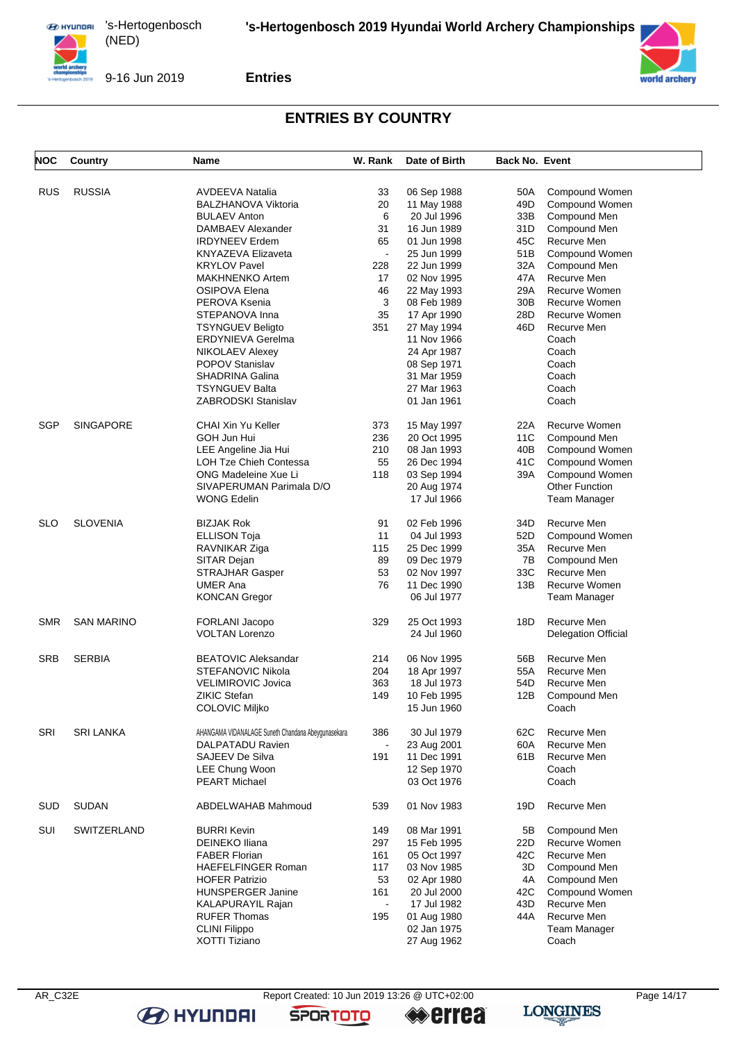## ENTRIES BY COUNTRY

| NOC | Country | Name | W. Rank | Date of Birth | Back No. | Event |
|---|---|---|---|---|---|---|
| RUS | RUSSIA | AVDEEVA Natalia | 33 | 06 Sep 1988 | 50A | Compound Women |
| | | BALZHANOVA Viktoria | 20 | 11 May 1988 | 49D | Compound Women |
| | | BULAEV Anton | 6 | 20 Jul 1996 | 33B | Compound Men |
| | | DAMBAEV Alexander | 31 | 16 Jun 1989 | 31D | Compound Men |
| | | IRDYNEEV Erdem | 65 | 01 Jun 1998 | 45C | Recurve Men |
| | | KNYAZEVA Elizaveta | - | 25 Jun 1999 | 51B | Compound Women |
| | | KRYLOV Pavel | 228 | 22 Jun 1999 | 32A | Compound Men |
| | | MAKHNENKO Artem | 17 | 02 Nov 1995 | 47A | Recurve Men |
| | | OSIPOVA Elena | 46 | 22 May 1993 | 29A | Recurve Women |
| | | PEROVA Ksenia | 3 | 08 Feb 1989 | 30B | Recurve Women |
| | | STEPANOVA Inna | 35 | 17 Apr 1990 | 28D | Recurve Women |
| | | TSYNGUEV Beligto | 351 | 27 May 1994 | 46D | Recurve Men |
| | | ERDYNIEVA Gerelma | | 11 Nov 1966 | | Coach |
| | | NIKOLAEV Alexey | | 24 Apr 1987 | | Coach |
| | | POPOV Stanislav | | 08 Sep 1971 | | Coach |
| | | SHADRINA Galina | | 31 Mar 1959 | | Coach |
| | | TSYNGUEV Balta | | 27 Mar 1963 | | Coach |
| | | ZABRODSKI Stanislav | | 01 Jan 1961 | | Coach |
| SGP | SINGAPORE | CHAI Xin Yu Keller | 373 | 15 May 1997 | 22A | Recurve Women |
| | | GOH Jun Hui | 236 | 20 Oct 1995 | 11C | Compound Men |
| | | LEE Angeline Jia Hui | 210 | 08 Jan 1993 | 40B | Compound Women |
| | | LOH Tze Chieh Contessa | 55 | 26 Dec 1994 | 41C | Compound Women |
| | | ONG Madeleine Xue Li | 118 | 03 Sep 1994 | 39A | Compound Women |
| | | SIVAPERUMAN Parimala D/O | | 20 Aug 1974 | | Other Function |
| | | WONG Edelin | | 17 Jul 1966 | | Team Manager |
| SLO | SLOVENIA | BIZJAK Rok | 91 | 02 Feb 1996 | 34D | Recurve Men |
| | | ELLISON Toja | 11 | 04 Jul 1993 | 52D | Compound Women |
| | | RAVNIKAR Ziga | 115 | 25 Dec 1999 | 35A | Recurve Men |
| | | SITAR Dejan | 89 | 09 Dec 1979 | 7B | Compound Men |
| | | STRAJHAR Gasper | 53 | 02 Nov 1997 | 33C | Recurve Men |
| | | UMER Ana | 76 | 11 Dec 1990 | 13B | Recurve Women |
| | | KONCAN Gregor | | 06 Jul 1977 | | Team Manager |
| SMR | SAN MARINO | FORLANI Jacopo | 329 | 25 Oct 1993 | 18D | Recurve Men |
| | | VOLTAN Lorenzo | | 24 Jul 1960 | | Delegation Official |
| SRB | SERBIA | BEATOVIC Aleksandar | 214 | 06 Nov 1995 | 56B | Recurve Men |
| | | STEFANOVIC Nikola | 204 | 18 Apr 1997 | 55A | Recurve Men |
| | | VELIMIROVIC Jovica | 363 | 18 Jul 1973 | 54D | Recurve Men |
| | | ZIKIC Stefan | 149 | 10 Feb 1995 | 12B | Compound Men |
| | | COLOVIC Miljko | | 15 Jun 1960 | | Coach |
| SRI | SRI LANKA | AHANGAMA VIDANALAGE Suneth Chandana Abeygunasekara | 386 | 30 Jul 1979 | 62C | Recurve Men |
| | | DALPATADU Ravien | - | 23 Aug 2001 | 60A | Recurve Men |
| | | SAJEEV De Silva | 191 | 11 Dec 1991 | 61B | Recurve Men |
| | | LEE Chung Woon | | 12 Sep 1970 | | Coach |
| | | PEART Michael | | 03 Oct 1976 | | Coach |
| SUD | SUDAN | ABDELWAHAB Mahmoud | 539 | 01 Nov 1983 | 19D | Recurve Men |
| SUI | SWITZERLAND | BURRI Kevin | 149 | 08 Mar 1991 | 5B | Compound Men |
| | | DEINEKO Iliana | 297 | 15 Feb 1995 | 22D | Recurve Women |
| | | FABER Florian | 161 | 05 Oct 1997 | 42C | Recurve Men |
| | | HAEFELFINGER Roman | 117 | 03 Nov 1985 | 3D | Compound Men |
| | | HOFER Patrizio | 53 | 02 Apr 1980 | 4A | Compound Men |
| | | HUNSPERGER Janine | 161 | 20 Jul 2000 | 42C | Compound Women |
| | | KALAPURAYIL Rajan | - | 17 Jul 1982 | 43D | Recurve Men |
| | | RUFER Thomas | 195 | 01 Aug 1980 | 44A | Recurve Men |
| | | CLINI Filippo | | 02 Jan 1975 | | Team Manager |
| | | XOTTI Tiziano | | 27 Aug 1962 | | Coach |

AR_C32E Report Created: 10 Jun 2019 13:26 @ UTC+02:00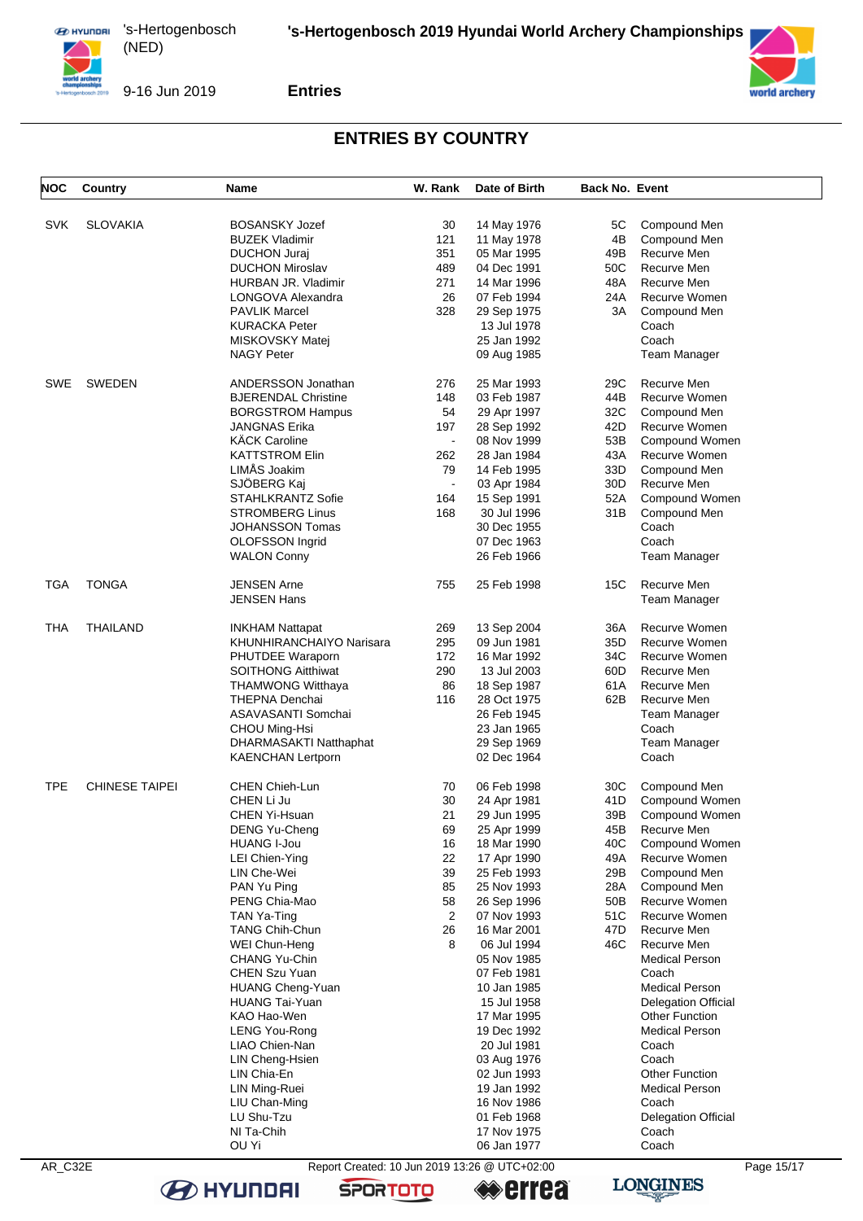## ENTRIES BY COUNTRY

| NOC | Country | Name | W. Rank | Date of Birth | Back No. | Event |
|---|---|---|---|---|---|---|
| SVK | SLOVAKIA | BOSANSKY Jozef | 30 | 14 May 1976 | 5C | Compound Men |
| | | BUZEK Vladimir | 121 | 11 May 1978 | 4B | Compound Men |
| | | DUCHON Juraj | 351 | 05 Mar 1995 | 49B | Recurve Men |
| | | DUCHON Miroslav | 489 | 04 Dec 1991 | 50C | Recurve Men |
| | | HURBAN JR. Vladimir | 271 | 14 Mar 1996 | 48A | Recurve Men |
| | | LONGOVA Alexandra | 26 | 07 Feb 1994 | 24A | Recurve Women |
| | | PAVLIK Marcel | 328 | 29 Sep 1975 | 3A | Compound Men |
| | | KURACKA Peter | | 13 Jul 1978 | | Coach |
| | | MISKOVSKY Matej | | 25 Jan 1992 | | Coach |
| | | NAGY Peter | | 09 Aug 1985 | | Team Manager |
| SWE | SWEDEN | ANDERSSON Jonathan | 276 | 25 Mar 1993 | 29C | Recurve Men |
| | | BJERENDAL Christine | 148 | 03 Feb 1987 | 44B | Recurve Women |
| | | BORGSTROM Hampus | 54 | 29 Apr 1997 | 32C | Compound Men |
| | | JANGNAS Erika | 197 | 28 Sep 1992 | 42D | Recurve Women |
| | | KÄCK Caroline | - | 08 Nov 1999 | 53B | Compound Women |
| | | KATTSTROM Elin | 262 | 28 Jan 1984 | 43A | Recurve Women |
| | | LIMÅS Joakim | 79 | 14 Feb 1995 | 33D | Compound Men |
| | | SJÖBERG Kaj | - | 03 Apr 1984 | 30D | Recurve Men |
| | | STAHLKRANTZ Sofie | 164 | 15 Sep 1991 | 52A | Compound Women |
| | | STROMBERG Linus | 168 | 30 Jul 1996 | 31B | Compound Men |
| | | JOHANSSON Tomas | | 30 Dec 1955 | | Coach |
| | | OLOFSSON Ingrid | | 07 Dec 1963 | | Coach |
| | | WALON Conny | | 26 Feb 1966 | | Team Manager |
| TGA | TONGA | JENSEN Arne | 755 | 25 Feb 1998 | 15C | Recurve Men |
| | | JENSEN Hans | | | | Team Manager |
| THA | THAILAND | INKHAM Nattapat | 269 | 13 Sep 2004 | 36A | Recurve Women |
| | | KHUNHIRANCHAIYO Narisara | 295 | 09 Jun 1981 | 35D | Recurve Women |
| | | PHUTDEE Waraporn | 172 | 16 Mar 1992 | 34C | Recurve Women |
| | | SOITHONG Aitthiwat | 290 | 13 Jul 2003 | 60D | Recurve Men |
| | | THAMWONG Witthaya | 86 | 18 Sep 1987 | 61A | Recurve Men |
| | | THEPNA Denchai | 116 | 28 Oct 1975 | 62B | Recurve Men |
| | | ASAVASANTI Somchai | | 26 Feb 1945 | | Team Manager |
| | | CHOU Ming-Hsi | | 23 Jan 1965 | | Coach |
| | | DHARMASAKTI Natthaphat | | 29 Sep 1969 | | Team Manager |
| | | KAENCHAN Lertporn | | 02 Dec 1964 | | Coach |
| TPE | CHINESE TAIPEI | CHEN Chieh-Lun | 70 | 06 Feb 1998 | 30C | Compound Men |
| | | CHEN Li Ju | 30 | 24 Apr 1981 | 41D | Compound Women |
| | | CHEN Yi-Hsuan | 21 | 29 Jun 1995 | 39B | Compound Women |
| | | DENG Yu-Cheng | 69 | 25 Apr 1999 | 45B | Recurve Men |
| | | HUANG I-Jou | 16 | 18 Mar 1990 | 40C | Compound Women |
| | | LEI Chien-Ying | 22 | 17 Apr 1990 | 49A | Recurve Women |
| | | LIN Che-Wei | 39 | 25 Feb 1993 | 29B | Compound Men |
| | | PAN Yu Ping | 85 | 25 Nov 1993 | 28A | Compound Men |
| | | PENG Chia-Mao | 58 | 26 Sep 1996 | 50B | Recurve Women |
| | | TAN Ya-Ting | 2 | 07 Nov 1993 | 51C | Recurve Women |
| | | TANG Chih-Chun | 26 | 16 Mar 2001 | 47D | Recurve Men |
| | | WEI Chun-Heng | 8 | 06 Jul 1994 | 46C | Recurve Men |
| | | CHANG Yu-Chin | | 05 Nov 1985 | | Medical Person |
| | | CHEN Szu Yuan | | 07 Feb 1981 | | Coach |
| | | HUANG Cheng-Yuan | | 10 Jan 1985 | | Medical Person |
| | | HUANG Tai-Yuan | | 15 Jul 1958 | | Delegation Official |
| | | KAO Hao-Wen | | 17 Mar 1995 | | Other Function |
| | | LENG You-Rong | | 19 Dec 1992 | | Medical Person |
| | | LIAO Chien-Nan | | 20 Jul 1981 | | Coach |
| | | LIN Cheng-Hsien | | 03 Aug 1976 | | Coach |
| | | LIN Chia-En | | 02 Jun 1993 | | Other Function |
| | | LIN Ming-Ruei | | 19 Jan 1992 | | Medical Person |
| | | LIU Chan-Ming | | 16 Nov 1986 | | Coach |
| | | LU Shu-Tzu | | 01 Feb 1968 | | Delegation Official |
| | | NI Ta-Chih | | 17 Nov 1975 | | Coach |
| | | OU Yi | | 06 Jan 1977 | | Coach |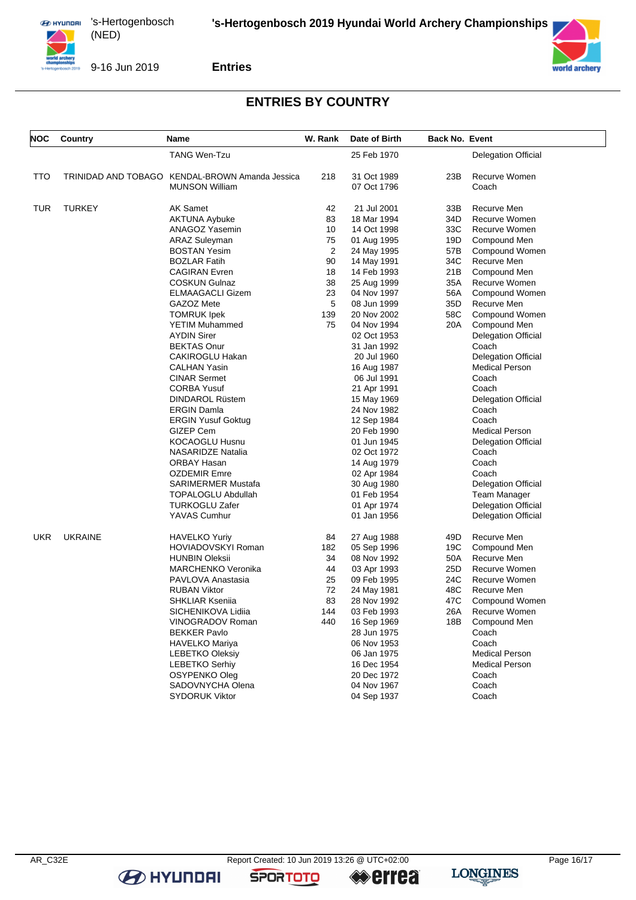## ENTRIES BY COUNTRY

| NOC | Country | Name | W. Rank | Date of Birth | Back No. | Event |
|---|---|---|---|---|---|---|
| | | TANG Wen-Tzu | | 25 Feb 1970 | | Delegation Official |
| TTO | TRINIDAD AND TOBAGO | KENDAL-BROWN Amanda Jessica | 218 | 31 Oct 1989 | 23B | Recurve Women |
| | | MUNSON William | | 07 Oct 1796 | | Coach |
| TUR | TURKEY | AK Samet | 42 | 21 Jul 2001 | 33B | Recurve Men |
| | | AKTUNA Aybuke | 83 | 18 Mar 1994 | 34D | Recurve Women |
| | | ANAGOZ Yasemin | 10 | 14 Oct 1998 | 33C | Recurve Women |
| | | ARAZ Suleyman | 75 | 01 Aug 1995 | 19D | Compound Men |
| | | BOSTAN Yesim | 2 | 24 May 1995 | 57B | Compound Women |
| | | BOZLAR Fatih | 90 | 14 May 1991 | 34C | Recurve Men |
| | | CAGIRAN Evren | 18 | 14 Feb 1993 | 21B | Compound Men |
| | | COSKUN Gulnaz | 38 | 25 Aug 1999 | 35A | Recurve Women |
| | | ELMAAGACLI Gizem | 23 | 04 Nov 1997 | 56A | Compound Women |
| | | GAZOZ Mete | 5 | 08 Jun 1999 | 35D | Recurve Men |
| | | TOMRUK Ipek | 139 | 20 Nov 2002 | 58C | Compound Women |
| | | YETIM Muhammed | 75 | 04 Nov 1994 | 20A | Compound Men |
| | | AYDIN Sirer | | 02 Oct 1953 | | Delegation Official |
| | | BEKTAS Onur | | 31 Jan 1992 | | Coach |
| | | CAKIROGLU Hakan | | 20 Jul 1960 | | Delegation Official |
| | | CALHAN Yasin | | 16 Aug 1987 | | Medical Person |
| | | CINAR Sermet | | 06 Jul 1991 | | Coach |
| | | CORBA Yusuf | | 21 Apr 1991 | | Coach |
| | | DINDAROL Rüstem | | 15 May 1969 | | Delegation Official |
| | | ERGIN Damla | | 24 Nov 1982 | | Coach |
| | | ERGIN Yusuf Goktug | | 12 Sep 1984 | | Coach |
| | | GIZEP Cem | | 20 Feb 1990 | | Medical Person |
| | | KOCAOGLU Husnu | | 01 Jun 1945 | | Delegation Official |
| | | NASARIDZE Natalia | | 02 Oct 1972 | | Coach |
| | | ORBAY Hasan | | 14 Aug 1979 | | Coach |
| | | OZDEMIR Emre | | 02 Apr 1984 | | Coach |
| | | SARIMERMER Mustafa | | 30 Aug 1980 | | Delegation Official |
| | | TOPALOGLU Abdullah | | 01 Feb 1954 | | Team Manager |
| | | TURKOGLU Zafer | | 01 Apr 1974 | | Delegation Official |
| | | YAVAS Cumhur | | 01 Jan 1956 | | Delegation Official |
| UKR | UKRAINE | HAVELKO Yuriy | 84 | 27 Aug 1988 | 49D | Recurve Men |
| | | HOVIADOVSKYI Roman | 182 | 05 Sep 1996 | 19C | Compound Men |
| | | HUNBIN Oleksii | 34 | 08 Nov 1992 | 50A | Recurve Men |
| | | MARCHENKO Veronika | 44 | 03 Apr 1993 | 25D | Recurve Women |
| | | PAVLOVA Anastasia | 25 | 09 Feb 1995 | 24C | Recurve Women |
| | | RUBAN Viktor | 72 | 24 May 1981 | 48C | Recurve Men |
| | | SHKLIAR Kseniia | 83 | 28 Nov 1992 | 47C | Compound Women |
| | | SICHENIKOVA Lidiia | 144 | 03 Feb 1993 | 26A | Recurve Women |
| | | VINOGRADOV Roman | 440 | 16 Sep 1969 | 18B | Compound Men |
| | | BEKKER Pavlo | | 28 Jun 1975 | | Coach |
| | | HAVELKO Mariya | | 06 Nov 1953 | | Coach |
| | | LEBETKO Oleksiy | | 06 Jan 1975 | | Medical Person |
| | | LEBETKO Serhiy | | 16 Dec 1954 | | Medical Person |
| | | OSYPENKO Oleg | | 20 Dec 1972 | | Coach |
| | | SADOVNYCHA Olena | | 04 Nov 1967 | | Coach |
| | | SYDORUK Viktor | | 04 Sep 1937 | | Coach |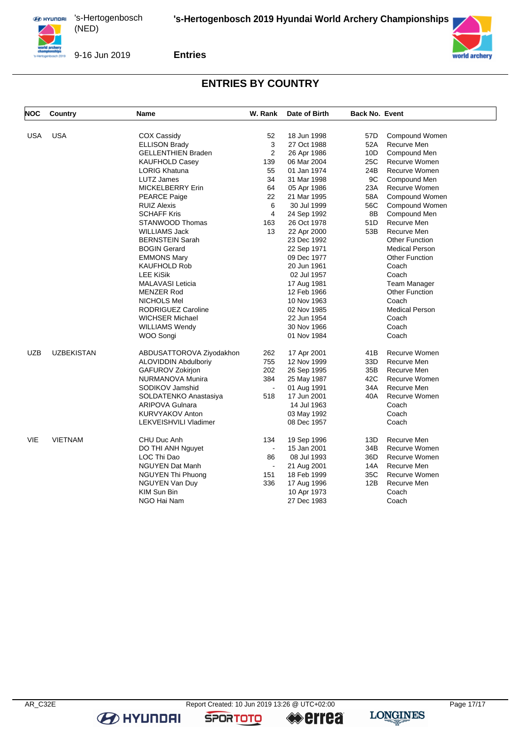## ENTRIES BY COUNTRY

| NOC | Country | Name | W. Rank | Date of Birth | Back No. | Event |
|---|---|---|---|---|---|---|
| USA | USA | COX Cassidy | 52 | 18 Jun 1998 | 57D | Compound Women |
| | | ELLISON Brady | 3 | 27 Oct 1988 | 52A | Recurve Men |
| | | GELLENTHIEN Braden | 2 | 26 Apr 1986 | 10D | Compound Men |
| | | KAUFHOLD Casey | 139 | 06 Mar 2004 | 25C | Recurve Women |
| | | LORIG Khatuna | 55 | 01 Jan 1974 | 24B | Recurve Women |
| | | LUTZ James | 34 | 31 Mar 1998 | 9C | Compound Men |
| | | MICKELBERRY Erin | 64 | 05 Apr 1986 | 23A | Recurve Women |
| | | PEARCE Paige | 22 | 21 Mar 1995 | 58A | Compound Women |
| | | RUIZ Alexis | 6 | 30 Jul 1999 | 56C | Compound Women |
| | | SCHAFF Kris | 4 | 24 Sep 1992 | 8B | Compound Men |
| | | STANWOOD Thomas | 163 | 26 Oct 1978 | 51D | Recurve Men |
| | | WILLIAMS Jack | 13 | 22 Apr 2000 | 53B | Recurve Men |
| | | BERNSTEIN Sarah | | 23 Dec 1992 | | Other Function |
| | | BOGIN Gerard | | 22 Sep 1971 | | Medical Person |
| | | EMMONS Mary | | 09 Dec 1977 | | Other Function |
| | | KAUFHOLD Rob | | 20 Jun 1961 | | Coach |
| | | LEE KiSik | | 02 Jul 1957 | | Coach |
| | | MALAVASI Leticia | | 17 Aug 1981 | | Team Manager |
| | | MENZER Rod | | 12 Feb 1966 | | Other Function |
| | | NICHOLS Mel | | 10 Nov 1963 | | Coach |
| | | RODRIGUEZ Caroline | | 02 Nov 1985 | | Medical Person |
| | | WICHSER Michael | | 22 Jun 1954 | | Coach |
| | | WILLIAMS Wendy | | 30 Nov 1966 | | Coach |
| | | WOO Songi | | 01 Nov 1984 | | Coach |
| UZB | UZBEKISTAN | ABDUSATTOROVA Ziyodakhon | 262 | 17 Apr 2001 | 41B | Recurve Women |
| | | ALOVIDDIN Abdulboriy | 755 | 12 Nov 1999 | 33D | Recurve Men |
| | | GAFUROV Zokirjon | 202 | 26 Sep 1995 | 35B | Recurve Men |
| | | NURMANOVA Munira | 384 | 25 May 1987 | 42C | Recurve Women |
| | | SODIKOV Jamshid | - | 01 Aug 1991 | 34A | Recurve Men |
| | | SOLDATENKO Anastasiya | 518 | 17 Jun 2001 | 40A | Recurve Women |
| | | ARIPOVA Gulnara | | 14 Jul 1963 | | Coach |
| | | KURVYAKOV Anton | | 03 May 1992 | | Coach |
| | | LEKVEISHVILI Vladimer | | 08 Dec 1957 | | Coach |
| VIE | VIETNAM | CHU Duc Anh | 134 | 19 Sep 1996 | 13D | Recurve Men |
| | | DO THI ANH Nguyet | - | 15 Jan 2001 | 34B | Recurve Women |
| | | LOC Thi Dao | 86 | 08 Jul 1993 | 36D | Recurve Women |
| | | NGUYEN Dat Manh | - | 21 Aug 2001 | 14A | Recurve Men |
| | | NGUYEN Thi Phuong | 151 | 18 Feb 1999 | 35C | Recurve Women |
| | | NGUYEN Van Duy | 336 | 17 Aug 1996 | 12B | Recurve Men |
| | | KIM Sun Bin | | 10 Apr 1973 | | Coach |
| | | NGO Hai Nam | | 27 Dec 1983 | | Coach |